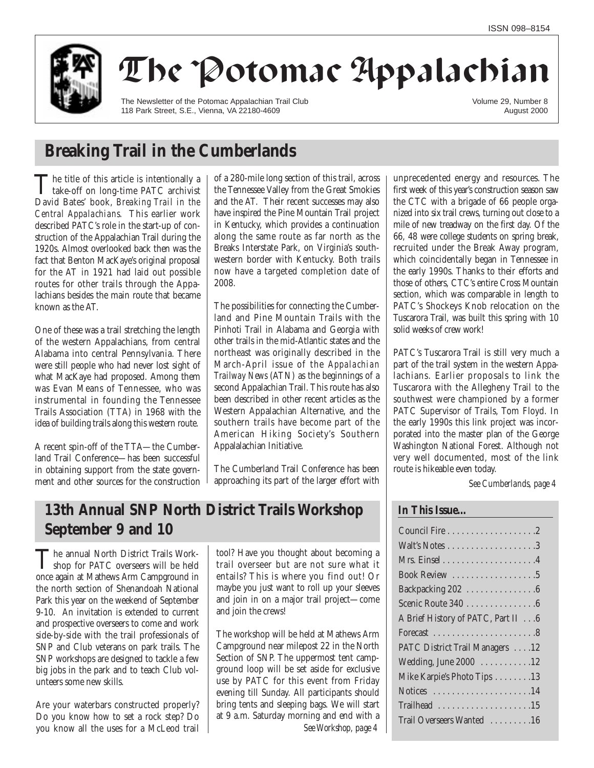ISSN 098–8154

# The Potomac Appalachian

The Newsletter of the Potomac Appalachian Trail Club
118 Park Street, S.E., Vienna, VA 22180-4609

Volume 29, Number 8
August 2000

## Breaking Trail in the Cumberlands

The title of this article is intentionally a take-off on long-time PATC archivist David Bates' book, *Breaking Trail in the Central Appalachians*. This earlier work described PATC's role in the start-up of construction of the Appalachian Trail during the 1920s. Almost overlooked back then was the fact that Benton MacKaye's original proposal for the AT in 1921 had laid out possible routes for other trails through the Appalachians besides the main route that became known as the AT.

One of these was a trail stretching the length of the western Appalachians, from central Alabama into central Pennsylvania. There were still people who had never lost sight of what MacKaye had proposed. Among them was Evan Means of Tennessee, who was instrumental in founding the Tennessee Trails Association (TTA) in 1968 with the idea of building trails along this western route.

A recent spin-off of the TTA—the Cumberland Trail Conference—has been successful in obtaining support from the state government and other sources for the construction of a 280-mile long section of this trail, across the Tennessee Valley from the Great Smokies and the AT. Their recent successes may also have inspired the Pine Mountain Trail project in Kentucky, which provides a continuation along the same route as far north as the Breaks Interstate Park, on Virginia's southwestern border with Kentucky. Both trails now have a targeted completion date of 2008.

The possibilities for connecting the Cumberland and Pine Mountain Trails with the Pinhoti Trail in Alabama and Georgia with other trails in the mid-Atlantic states and the northeast was originally described in the March-April issue of the *Appalachian Trailway News* (ATN) as the beginnings of a second Appalachian Trail. This route has also been described in other recent articles as the Western Appalachian Alternative, and the southern trails have become part of the American Hiking Society's Southern Appalalachian Initiative.

The Cumberland Trail Conference has been approaching its part of the larger effort with unprecedented energy and resources. The first week of this year's construction season saw the CTC with a brigade of 66 people organized into six trail crews, turning out close to a mile of new treadway on the first day. Of the 66, 48 were college students on spring break, recruited under the Break Away program, which coincidentally began in Tennessee in the early 1990s. Thanks to their efforts and those of others, CTC's entire Cross Mountain section, which was comparable in length to PATC's Shockeys Knob relocation on the Tuscarora Trail, was built this spring with 10 solid weeks of crew work!

PATC's Tuscarora Trail is still very much a part of the trail system in the western Appalachians. Earlier proposals to link the Tuscarora with the Allegheny Trail to the southwest were championed by a former PATC Supervisor of Trails, Tom Floyd. In the early 1990s this link project was incorporated into the master plan of the George Washington National Forest. Although not very well documented, most of the link route is hikeable even today.

*See Cumberlands, page 4*

## 13th Annual SNP North District Trails Workshop September 9 and 10

The annual North District Trails Workshop for PATC overseers will be held once again at Mathews Arm Campground in the north section of Shenandoah National Park this year on the weekend of September 9-10. An invitation is extended to current and prospective overseers to come and work side-by-side with the trail professionals of SNP and Club veterans on park trails. The SNP workshops are designed to tackle a few big jobs in the park and to teach Club volunteers some new skills.

Are your waterbars constructed properly? Do you know how to set a rock step? Do you know all the uses for a McLeod trail tool? Have you thought about becoming a trail overseer but are not sure what it entails? This is where you find out! Or maybe you just want to roll up your sleeves and join in on a major trail project—come and join the crews!

The workshop will be held at Mathews Arm Campground near milepost 22 in the North Section of SNP. The uppermost tent campground loop will be set aside for exclusive use by PATC for this event from Friday evening till Sunday. All participants should bring tents and sleeping bags. We will start at 9 a.m. Saturday morning and end with a

*See Workshop, page 4*

### In This Issue…

| | |
|---|---|
| Council Fire | 2 |
| Walt's Notes | 3 |
| Mrs. Einsel | 4 |
| Book Review | 5 |
| Backpacking 202 | 6 |
| Scenic Route 340 | 6 |
| A Brief History of PATC, Part II | 6 |
| Forecast | 8 |
| PATC District Trail Managers | 12 |
| Wedding, June 2000 | 12 |
| Mike Karpie's Photo Tips | 13 |
| Notices | 14 |
| Trailhead | 15 |
| Trail Overseers Wanted | 16 |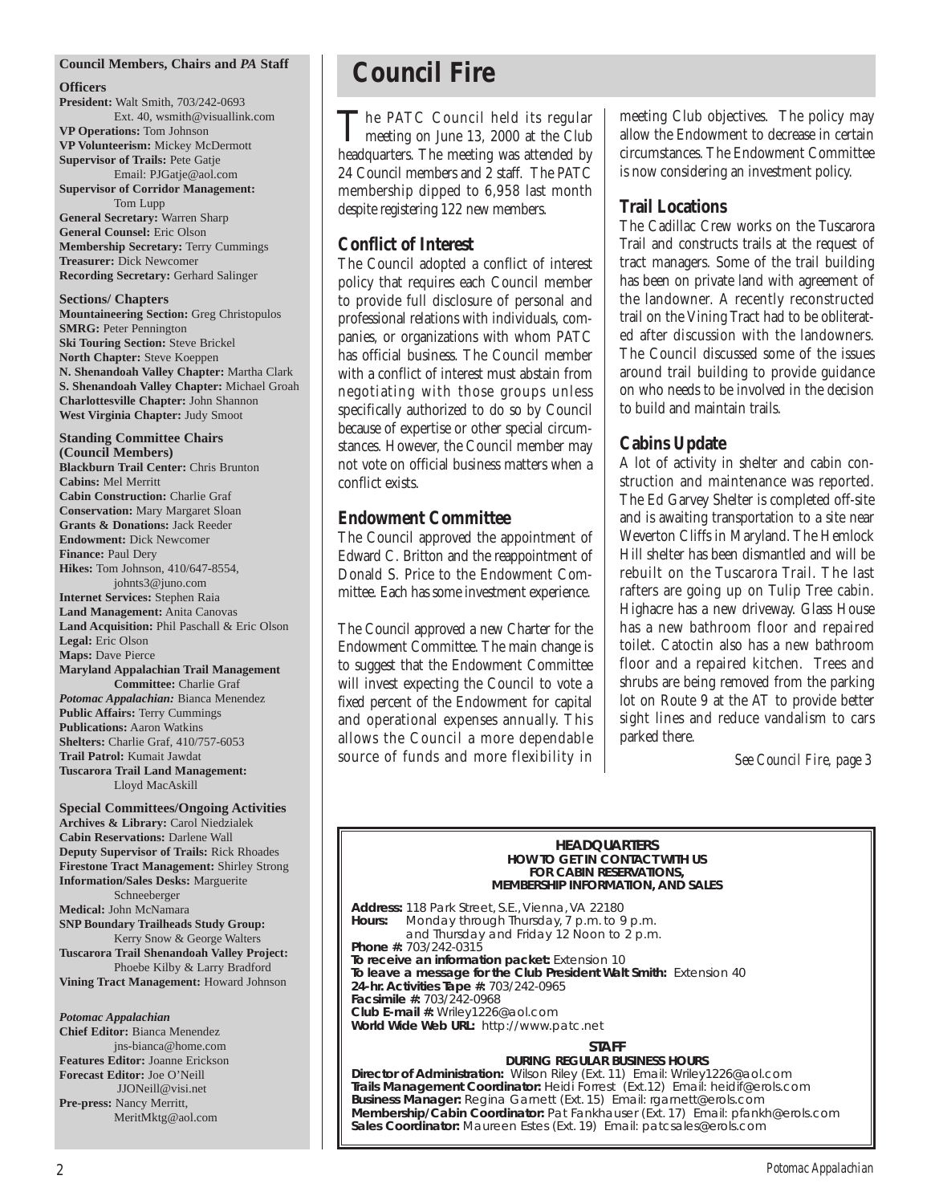**Council Members, Chairs and *PA* Staff**

**Officers**

**President:** Walt Smith, 703/242-0693 Ext. 40, wsmith@visuallink.com
**VP Operations:** Tom Johnson
**VP Volunteerism:** Mickey McDermott
**Supervisor of Trails:** Pete Gatje Email: PJGatje@aol.com
**Supervisor of Corridor Management:** Tom Lupp
**General Secretary:** Warren Sharp
**General Counsel:** Eric Olson
**Membership Secretary:** Terry Cummings
**Treasurer:** Dick Newcomer
**Recording Secretary:** Gerhard Salinger

**Sections/ Chapters**

**Mountaineering Section:** Greg Christopulos
**SMRG:** Peter Pennington
**Ski Touring Section:** Steve Brickel
**North Chapter:** Steve Koeppen
**N. Shenandoah Valley Chapter:** Martha Clark
**S. Shenandoah Valley Chapter:** Michael Groah
**Charlottesville Chapter:** John Shannon
**West Virginia Chapter:** Judy Smoot

**Standing Committee Chairs (Council Members)**

**Blackburn Trail Center:** Chris Brunton
**Cabins:** Mel Merritt
**Cabin Construction:** Charlie Graf
**Conservation:** Mary Margaret Sloan
**Grants & Donations:** Jack Reeder
**Endowment:** Dick Newcomer
**Finance:** Paul Dery
**Hikes:** Tom Johnson, 410/647-8554, johnts3@juno.com
**Internet Services:** Stephen Raia
**Land Management:** Anita Canovas
**Land Acquisition:** Phil Paschall & Eric Olson
**Legal:** Eric Olson
**Maps:** Dave Pierce
**Maryland Appalachian Trail Management Committee:** Charlie Graf
***Potomac Appalachian:*** Bianca Menendez
**Public Affairs:** Terry Cummings
**Publications:** Aaron Watkins
**Shelters:** Charlie Graf, 410/757-6053
**Trail Patrol:** Kumait Jawdat
**Tuscarora Trail Land Management:** Lloyd MacAskill

**Special Committees/Ongoing Activities**

**Archives & Library:** Carol Niedzialek
**Cabin Reservations:** Darlene Wall
**Deputy Supervisor of Trails:** Rick Rhoades
**Firestone Tract Management:** Shirley Strong
**Information/Sales Desks:** Marguerite Schneeberger
**Medical:** John McNamara
**SNP Boundary Trailheads Study Group:** Kerry Snow & George Walters
**Tuscarora Trail Shenandoah Valley Project:** Phoebe Kilby & Larry Bradford
**Vining Tract Management:** Howard Johnson

***Potomac Appalachian***

**Chief Editor:** Bianca Menendez jns-bianca@home.com
**Features Editor:** Joanne Erickson
**Forecast Editor:** Joe O'Neill JJONeill@visi.net
**Pre-press:** Nancy Merritt, MeritMktg@aol.com

# Council Fire

The PATC Council held its regular meeting on June 13, 2000 at the Club headquarters. The meeting was attended by 24 Council members and 2 staff. The PATC membership dipped to 6,958 last month despite registering 122 new members.

## Conflict of Interest

The Council adopted a conflict of interest policy that requires each Council member to provide full disclosure of personal and professional relations with individuals, companies, or organizations with whom PATC has official business. The Council member with a conflict of interest must abstain from negotiating with those groups unless specifically authorized to do so by Council because of expertise or other special circumstances. However, the Council member may not vote on official business matters when a conflict exists.

## Endowment Committee

The Council approved the appointment of Edward C. Britton and the reappointment of Donald S. Price to the Endowment Committee. Each has some investment experience.

The Council approved a new Charter for the Endowment Committee. The main change is to suggest that the Endowment Committee will invest expecting the Council to vote a fixed percent of the Endowment for capital and operational expenses annually. This allows the Council a more dependable source of funds and more flexibility in meeting Club objectives. The policy may allow the Endowment to decrease in certain circumstances. The Endowment Committee is now considering an investment policy.

## Trail Locations

The Cadillac Crew works on the Tuscarora Trail and constructs trails at the request of tract managers. Some of the trail building has been on private land with agreement of the landowner. A recently reconstructed trail on the Vining Tract had to be obliterated after discussion with the landowners. The Council discussed some of the issues around trail building to provide guidance on who needs to be involved in the decision to build and maintain trails.

## Cabins Update

A lot of activity in shelter and cabin construction and maintenance was reported. The Ed Garvey Shelter is completed off-site and is awaiting transportation to a site near Weverton Cliffs in Maryland. The Hemlock Hill shelter has been dismantled and will be rebuilt on the Tuscarora Trail. The last rafters are going up on Tulip Tree cabin. Highacre has a new driveway. Glass House has a new bathroom floor and repaired toilet. Catoctin also has a new bathroom floor and a repaired kitchen. Trees and shrubs are being removed from the parking lot on Route 9 at the AT to provide better sight lines and reduce vandalism to cars parked there.

*See Council Fire, page 3*

**HEADQUARTERS**
**HOW TO GET IN CONTACT WITH US**
**FOR CABIN RESERVATIONS,**
**MEMBERSHIP INFORMATION, AND SALES**

**Address:** 118 Park Street, S.E., Vienna, VA 22180
**Hours:** Monday through Thursday, 7 p.m. to 9 p.m. and Thursday and Friday 12 Noon to 2 p.m.
**Phone #:** 703/242-0315
**To receive an information packet:** Extension 10
**To leave a message for the Club President Walt Smith:** Extension 40
**24-hr. Activities Tape #:** 703/242-0965
**Facsimile #:** 703/242-0968
**Club E-mail #:** Wriley1226@aol.com
**World Wide Web URL:** http://www.patc.net

**STAFF**
**DURING REGULAR BUSINESS HOURS**

**Director of Administration:** Wilson Riley (Ext. 11) Email: Wriley1226@aol.com
**Trails Management Coordinator:** Heidi Forrest (Ext.12) Email: heidif@erols.com
**Business Manager:** Regina Garnett (Ext. 15) Email: rgarnett@erols.com
**Membership/Cabin Coordinator:** Pat Fankhauser (Ext. 17) Email: pfankh@erols.com
**Sales Coordinator:** Maureen Estes (Ext. 19) Email: patcsales@erols.com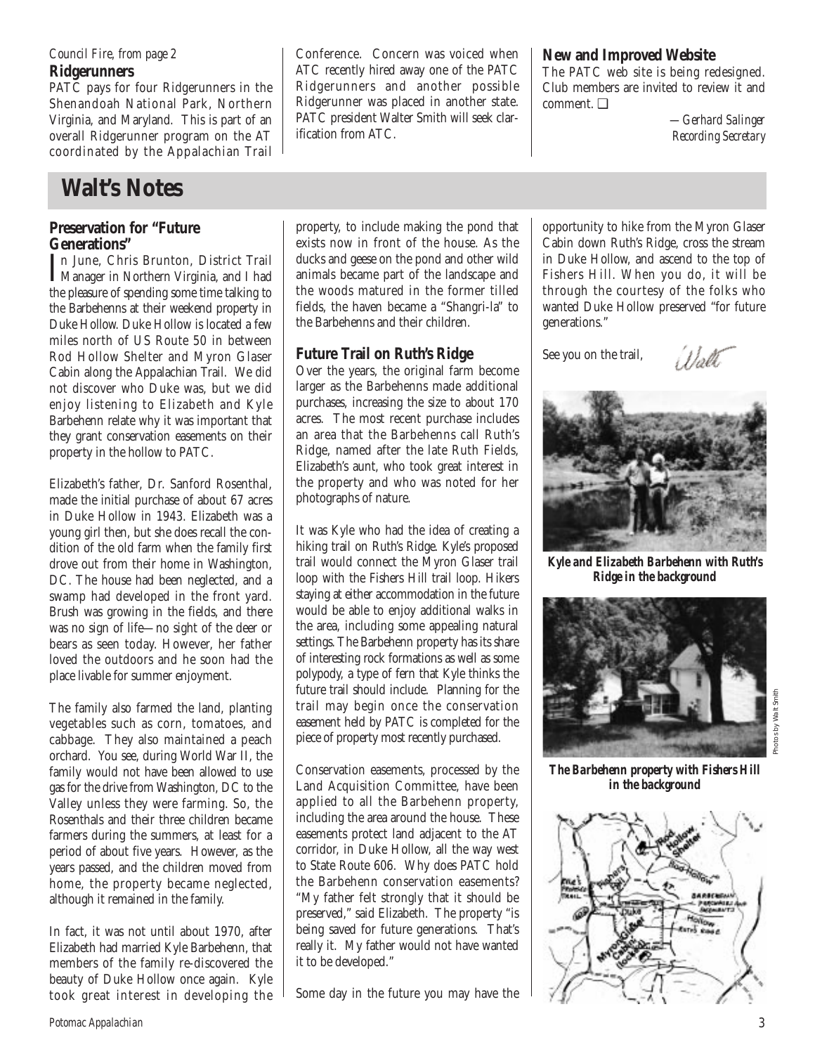*Council Fire, from page 2*

### Ridgerunners

PATC pays for four Ridgerunners in the Shenandoah National Park, Northern Virginia, and Maryland. This is part of an overall Ridgerunner program on the AT coordinated by the Appalachian Trail Conference. Concern was voiced when ATC recently hired away one of the PATC Ridgerunners and another possible Ridgerunner was placed in another state. PATC president Walter Smith will seek clarification from ATC.

### New and Improved Website

The PATC web site is being redesigned. Club members are invited to review it and comment. ❑

*—Gerhard Salinger*
*Recording Secretary*

## Walt's Notes

### Preservation for "Future Generations"

In June, Chris Brunton, District Trail Manager in Northern Virginia, and I had the pleasure of spending some time talking to the Barbehenns at their weekend property in Duke Hollow. Duke Hollow is located a few miles north of US Route 50 in between Rod Hollow Shelter and Myron Glaser Cabin along the Appalachian Trail. We did not discover who Duke was, but we did enjoy listening to Elizabeth and Kyle Barbehenn relate why it was important that they grant conservation easements on their property in the hollow to PATC.

Elizabeth's father, Dr. Sanford Rosenthal, made the initial purchase of about 67 acres in Duke Hollow in 1943. Elizabeth was a young girl then, but she does recall the condition of the old farm when the family first drove out from their home in Washington, DC. The house had been neglected, and a swamp had developed in the front yard. Brush was growing in the fields, and there was no sign of life—no sight of the deer or bears as seen today. However, her father loved the outdoors and he soon had the place livable for summer enjoyment.

The family also farmed the land, planting vegetables such as corn, tomatoes, and cabbage. They also maintained a peach orchard. You see, during World War II, the family would not have been allowed to use gas for the drive from Washington, DC to the Valley unless they were farming. So, the Rosenthals and their three children became farmers during the summers, at least for a period of about five years. However, as the years passed, and the children moved from home, the property became neglected, although it remained in the family.

In fact, it was not until about 1970, after Elizabeth had married Kyle Barbehenn, that members of the family re-discovered the beauty of Duke Hollow once again. Kyle took great interest in developing the property, to include making the pond that exists now in front of the house. As the ducks and geese on the pond and other wild animals became part of the landscape and the woods matured in the former tilled fields, the haven became a "Shangri-la" to the Barbehenns and their children.

### Future Trail on Ruth's Ridge

Over the years, the original farm become larger as the Barbehenns made additional purchases, increasing the size to about 170 acres. The most recent purchase includes an area that the Barbehenns call Ruth's Ridge, named after the late Ruth Fields, Elizabeth's aunt, who took great interest in the property and who was noted for her photographs of nature.

It was Kyle who had the idea of creating a hiking trail on Ruth's Ridge. Kyle's proposed trail would connect the Myron Glaser trail loop with the Fishers Hill trail loop. Hikers staying at either accommodation in the future would be able to enjoy additional walks in the area, including some appealing natural settings. The Barbehenn property has its share of interesting rock formations as well as some polypody, a type of fern that Kyle thinks the future trail should include. Planning for the trail may begin once the conservation easement held by PATC is completed for the piece of property most recently purchased.

Conservation easements, processed by the Land Acquisition Committee, have been applied to all the Barbehenn property, including the area around the house. These easements protect land adjacent to the AT corridor, in Duke Hollow, all the way west to State Route 606. Why does PATC hold the Barbehenn conservation easements? "My father felt strongly that it should be preserved," said Elizabeth. The property "is being saved for future generations. That's really it. My father would not have wanted it to be developed."

Some day in the future you may have the opportunity to hike from the Myron Glaser Cabin down Ruth's Ridge, cross the stream in Duke Hollow, and ascend to the top of Fishers Hill. When you do, it will be through the courtesy of the folks who wanted Duke Hollow preserved "for future generations."

See you on the trail,

*Walt*

**Kyle and Elizabeth Barbehenn with Ruth's Ridge in the background**

**The Barbehenn property with Fishers Hill in the background**

Photos by Walt Smith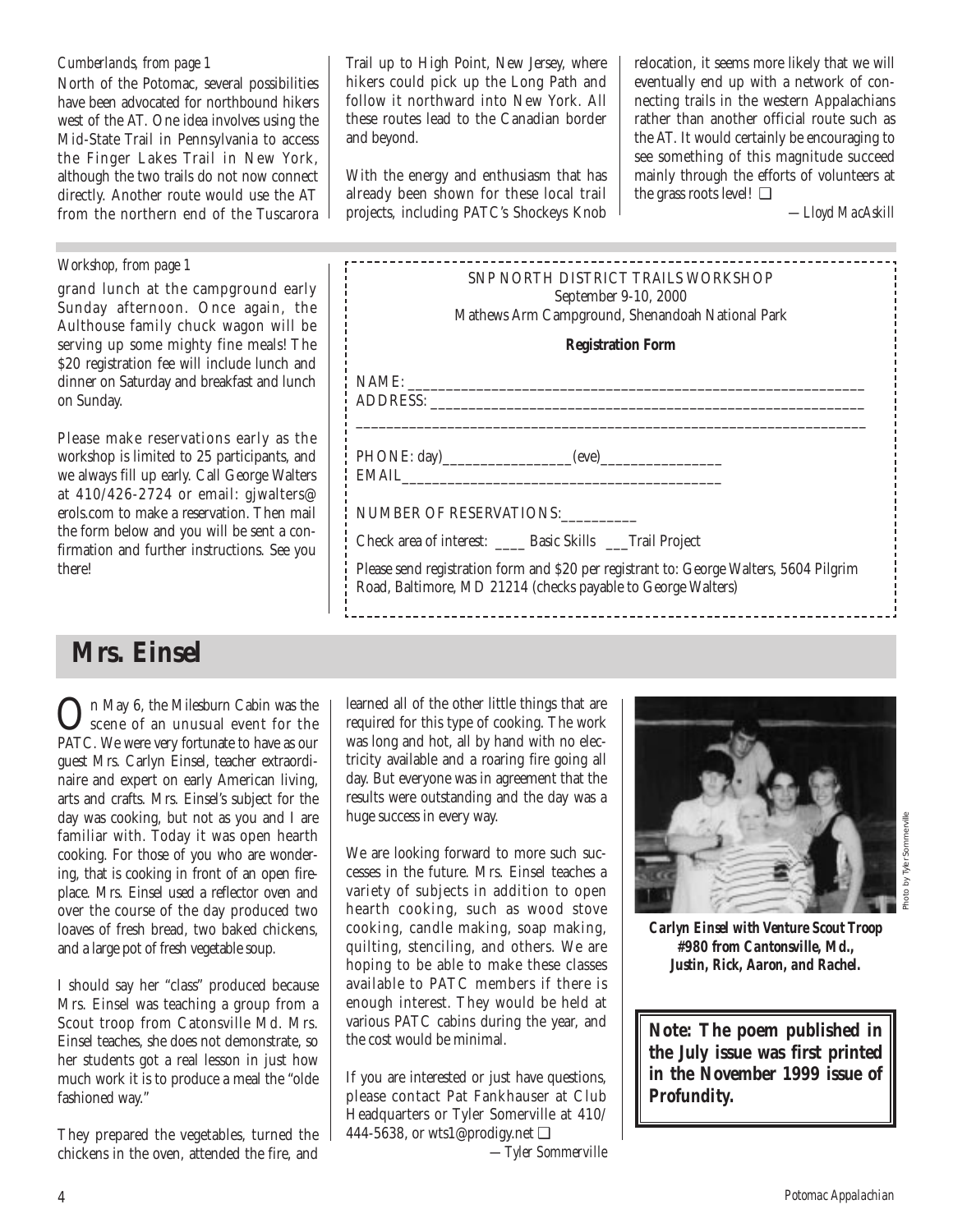*Cumberlands, from page 1*

North of the Potomac, several possibilities have been advocated for northbound hikers west of the AT. One idea involves using the Mid-State Trail in Pennsylvania to access the Finger Lakes Trail in New York, although the two trails do not now connect directly. Another route would use the AT from the northern end of the Tuscarora Trail up to High Point, New Jersey, where hikers could pick up the Long Path and follow it northward into New York. All these routes lead to the Canadian border and beyond.

With the energy and enthusiasm that has already been shown for these local trail projects, including PATC's Shockeys Knob relocation, it seems more likely that we will eventually end up with a network of connecting trails in the western Appalachians rather than another official route such as the AT. It would certainly be encouraging to see something of this magnitude succeed mainly through the efforts of volunteers at the grass roots level! ❑

*—Lloyd MacAskill*

*Workshop, from page 1*

grand lunch at the campground early Sunday afternoon. Once again, the Aulthouse family chuck wagon will be serving up some mighty fine meals! The $20 registration fee will include lunch and dinner on Saturday and breakfast and lunch on Sunday.

Please make reservations early as the workshop is limited to 25 participants, and we always fill up early. Call George Walters at 410/426-2724 or email: gjwalters@erols.com to make a reservation. Then mail the form below and you will be sent a confirmation and further instructions. See you there!

SNP NORTH DISTRICT TRAILS WORKSHOP
September 9-10, 2000
Mathews Arm Campground, Shenandoah National Park

**Registration Form**

NAME: ____________________________________________

ADDRESS: ____________________________________________

____________________________________________

PHONE: day)_________________(eve)________________

EMAIL__________________________________________

NUMBER OF RESERVATIONS:__________

Check area of interest: ____ Basic Skills ___Trail Project

Please send registration form and $20 per registrant to: George Walters, 5604 Pilgrim Road, Baltimore, MD 21214 (checks payable to George Walters)

## Mrs. Einsel

On May 6, the Milesburn Cabin was the scene of an unusual event for the PATC. We were very fortunate to have as our guest Mrs. Carlyn Einsel, teacher extraordinaire and expert on early American living, arts and crafts. Mrs. Einsel's subject for the day was cooking, but not as you and I are familiar with. Today it was open hearth cooking. For those of you who are wondering, that is cooking in front of an open fireplace. Mrs. Einsel used a reflector oven and over the course of the day produced two loaves of fresh bread, two baked chickens, and a large pot of fresh vegetable soup.

I should say her "class" produced because Mrs. Einsel was teaching a group from a Scout troop from Catonsville Md. Mrs. Einsel teaches, she does not demonstrate, so her students got a real lesson in just how much work it is to produce a meal the "olde fashioned way."

They prepared the vegetables, turned the chickens in the oven, attended the fire, and learned all of the other little things that are required for this type of cooking. The work was long and hot, all by hand with no electricity available and a roaring fire going all day. But everyone was in agreement that the results were outstanding and the day was a huge success in every way.

We are looking forward to more such successes in the future. Mrs. Einsel teaches a variety of subjects in addition to open hearth cooking, such as wood stove cooking, candle making, soap making, quilting, stenciling, and others. We are hoping to be able to make these classes available to PATC members if there is enough interest. They would be held at various PATC cabins during the year, and the cost would be minimal.

If you are interested or just have questions, please contact Pat Fankhauser at Club Headquarters or Tyler Somerville at 410/444-5638, or wts1@prodigy.net ❑

*—Tyler Sommerville*

Photo by Tyler Sommerville

***Carlyn Einsel with Venture Scout Troop #980 from Cantonsville, Md., Justin, Rick, Aaron, and Rachel.***

**Note: The poem published in the July issue was first printed in the November 1999 issue of Profundity.**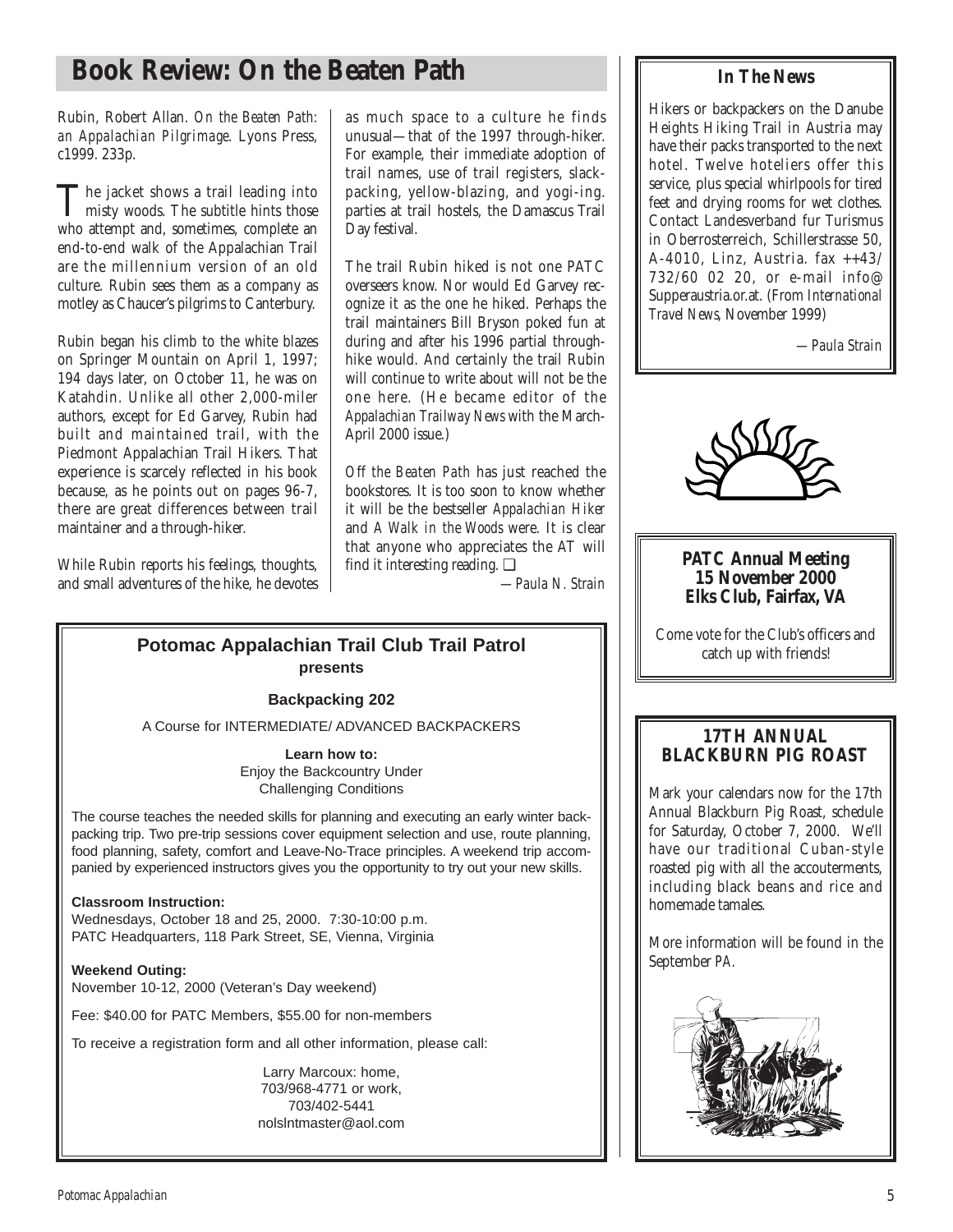## Book Review: On the Beaten Path

Rubin, Robert Allan. *On the Beaten Path: an Appalachian Pilgrimage*. Lyons Press, c1999. 233p.

The jacket shows a trail leading into misty woods. The subtitle hints those who attempt and, sometimes, complete an end-to-end walk of the Appalachian Trail are the millennium version of an old culture. Rubin sees them as a company as motley as Chaucer's pilgrims to Canterbury.

Rubin began his climb to the white blazes on Springer Mountain on April 1, 1997; 194 days later, on October 11, he was on Katahdin. Unlike all other 2,000-miler authors, except for Ed Garvey, Rubin had built and maintained trail, with the Piedmont Appalachian Trail Hikers. That experience is scarcely reflected in his book because, as he points out on pages 96-7, there are great differences between trail maintainer and a through-hiker.

While Rubin reports his feelings, thoughts, and small adventures of the hike, he devotes as much space to a culture he finds unusual—that of the 1997 through-hiker. For example, their immediate adoption of trail names, use of trail registers, slack-packing, yellow-blazing, and yogi-ing. parties at trail hostels, the Damascus Trail Day festival.

The trail Rubin hiked is not one PATC overseers know. Nor would Ed Garvey recognize it as the one he hiked. Perhaps the trail maintainers Bill Bryson poked fun at during and after his 1996 partial through-hike would. And certainly the trail Rubin will continue to write about will not be the one here. (He became editor of the *Appalachian Trailway News* with the March-April 2000 issue.)

*Off the Beaten Path* has just reached the bookstores. It is too soon to know whether it will be the bestseller *Appalachian Hiker* and *A Walk in the Woods* were. It is clear that anyone who appreciates the AT will find it interesting reading. ❑

—*Paula N. Strain*

---

### Potomac Appalachian Trail Club Trail Patrol

**presents**

**Backpacking 202**

A Course for INTERMEDIATE/ ADVANCED BACKPACKERS

**Learn how to:**
Enjoy the Backcountry Under Challenging Conditions

The course teaches the needed skills for planning and executing an early winter back-packing trip. Two pre-trip sessions cover equipment selection and use, route planning, food planning, safety, comfort and Leave-No-Trace principles. A weekend trip accompanied by experienced instructors gives you the opportunity to try out your new skills.

**Classroom Instruction:**
Wednesdays, October 18 and 25, 2000. 7:30-10:00 p.m.
PATC Headquarters, 118 Park Street, SE, Vienna, Virginia

**Weekend Outing:**
November 10-12, 2000 (Veteran's Day weekend)

Fee: $40.00 for PATC Members, $55.00 for non-members

To receive a registration form and all other information, please call:

Larry Marcoux: home,
703/968-4771 or work,
703/402-5441
nolslntmaster@aol.com

---

### In The News

Hikers or backpackers on the Danube Heights Hiking Trail in Austria may have their packs transported to the next hotel. Twelve hoteliers offer this service, plus special whirlpools for tired feet and drying rooms for wet clothes. Contact Landesverband fur Turismus in Oberrosterreich, Schillerstrasse 50, A-4010, Linz, Austria. fax ++43/ 732/60 02 20, or e-mail info@ Supperaustria.or.at. (From *International Travel News*, November 1999)

—*Paula Strain*

---

**PATC Annual Meeting**
**15 November 2000**
**Elks Club, Fairfax, VA**

Come vote for the Club's officers and catch up with friends!

---

### 17TH ANNUAL BLACKBURN PIG ROAST

Mark your calendars now for the 17th Annual Blackburn Pig Roast, schedule for Saturday, October 7, 2000. We'll have our traditional Cuban-style roasted pig with all the accouterments, including black beans and rice and homemade tamales.

More information will be found in the September *PA*.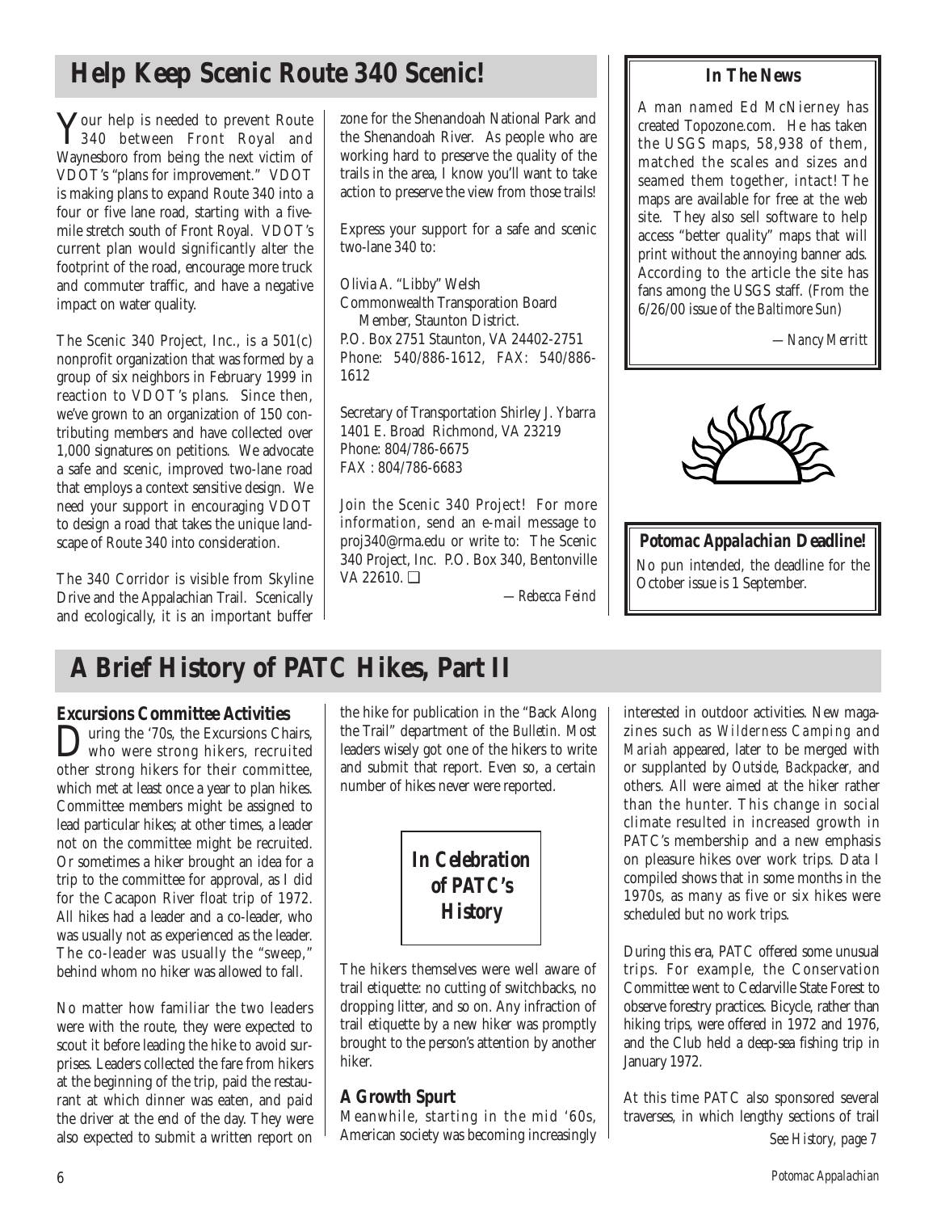## Help Keep Scenic Route 340 Scenic!

Your help is needed to prevent Route 340 between Front Royal and Waynesboro from being the next victim of VDOT's "plans for improvement." VDOT is making plans to expand Route 340 into a four or five lane road, starting with a five-mile stretch south of Front Royal. VDOT's current plan would significantly alter the footprint of the road, encourage more truck and commuter traffic, and have a negative impact on water quality.

The Scenic 340 Project, Inc., is a 501(c) nonprofit organization that was formed by a group of six neighbors in February 1999 in reaction to VDOT's plans. Since then, we've grown to an organization of 150 contributing members and have collected over 1,000 signatures on petitions. We advocate a safe and scenic, improved two-lane road that employs a context sensitive design. We need your support in encouraging VDOT to design a road that takes the unique landscape of Route 340 into consideration.

The 340 Corridor is visible from Skyline Drive and the Appalachian Trail. Scenically and ecologically, it is an important buffer zone for the Shenandoah National Park and the Shenandoah River. As people who are working hard to preserve the quality of the trails in the area, I know you'll want to take action to preserve the view from those trails!

Express your support for a safe and scenic two-lane 340 to:

Olivia A. "Libby" Welsh
Commonwealth Transporation Board
Member, Staunton District.
P.O. Box 2751 Staunton, VA 24402-2751
Phone: 540/886-1612, FAX: 540/886-1612

Secretary of Transportation Shirley J. Ybarra
1401 E. Broad Richmond, VA 23219
Phone: 804/786-6675
FAX : 804/786-6683

Join the Scenic 340 Project! For more information, send an e-mail message to proj340@rma.edu or write to: The Scenic 340 Project, Inc. P.O. Box 340, Bentonville VA 22610. ❑

*—Rebecca Feind*

### In The News

A man named Ed McNierney has created Topozone.com. He has taken the USGS maps, 58,938 of them, matched the scales and sizes and seamed them together, intact! The maps are available for free at the web site. They also sell software to help access "better quality" maps that will print without the annoying banner ads. According to the article the site has fans among the USGS staff. (From the 6/26/00 issue of the *Baltimore Sun*)

*—Nancy Merritt*

### Potomac Appalachian Deadline!

No pun intended, the deadline for the October issue is 1 September.

## A Brief History of PATC Hikes, Part II

### Excursions Committee Activities

During the '70s, the Excursions Chairs, who were strong hikers, recruited other strong hikers for their committee, which met at least once a year to plan hikes. Committee members might be assigned to lead particular hikes; at other times, a leader not on the committee might be recruited. Or sometimes a hiker brought an idea for a trip to the committee for approval, as I did for the Cacapon River float trip of 1972. All hikes had a leader and a co-leader, who was usually not as experienced as the leader. The co-leader was usually the "sweep," behind whom no hiker was allowed to fall.

No matter how familiar the two leaders were with the route, they were expected to scout it before leading the hike to avoid surprises. Leaders collected the fare from hikers at the beginning of the trip, paid the restaurant at which dinner was eaten, and paid the driver at the end of the day. They were also expected to submit a written report on the hike for publication in the "Back Along the Trail" department of the *Bulletin*. Most leaders wisely got one of the hikers to write and submit that report. Even so, a certain number of hikes never were reported.

**In Celebration of PATC's History**

The hikers themselves were well aware of trail etiquette: no cutting of switchbacks, no dropping litter, and so on. Any infraction of trail etiquette by a new hiker was promptly brought to the person's attention by another hiker.

### A Growth Spurt

Meanwhile, starting in the mid '60s, American society was becoming increasingly interested in outdoor activities. New magazines such as *Wilderness Camping* and *Mariah* appeared, later to be merged with or supplanted by *Outside*, *Backpacker*, and others. All were aimed at the hiker rather than the hunter. This change in social climate resulted in increased growth in PATC's membership and a new emphasis on pleasure hikes over work trips. Data I compiled shows that in some months in the 1970s, as many as five or six hikes were scheduled but no work trips.

During this era, PATC offered some unusual trips. For example, the Conservation Committee went to Cedarville State Forest to observe forestry practices. Bicycle, rather than hiking trips, were offered in 1972 and 1976, and the Club held a deep-sea fishing trip in January 1972.

At this time PATC also sponsored several traverses, in which lengthy sections of trail

*See History, page 7*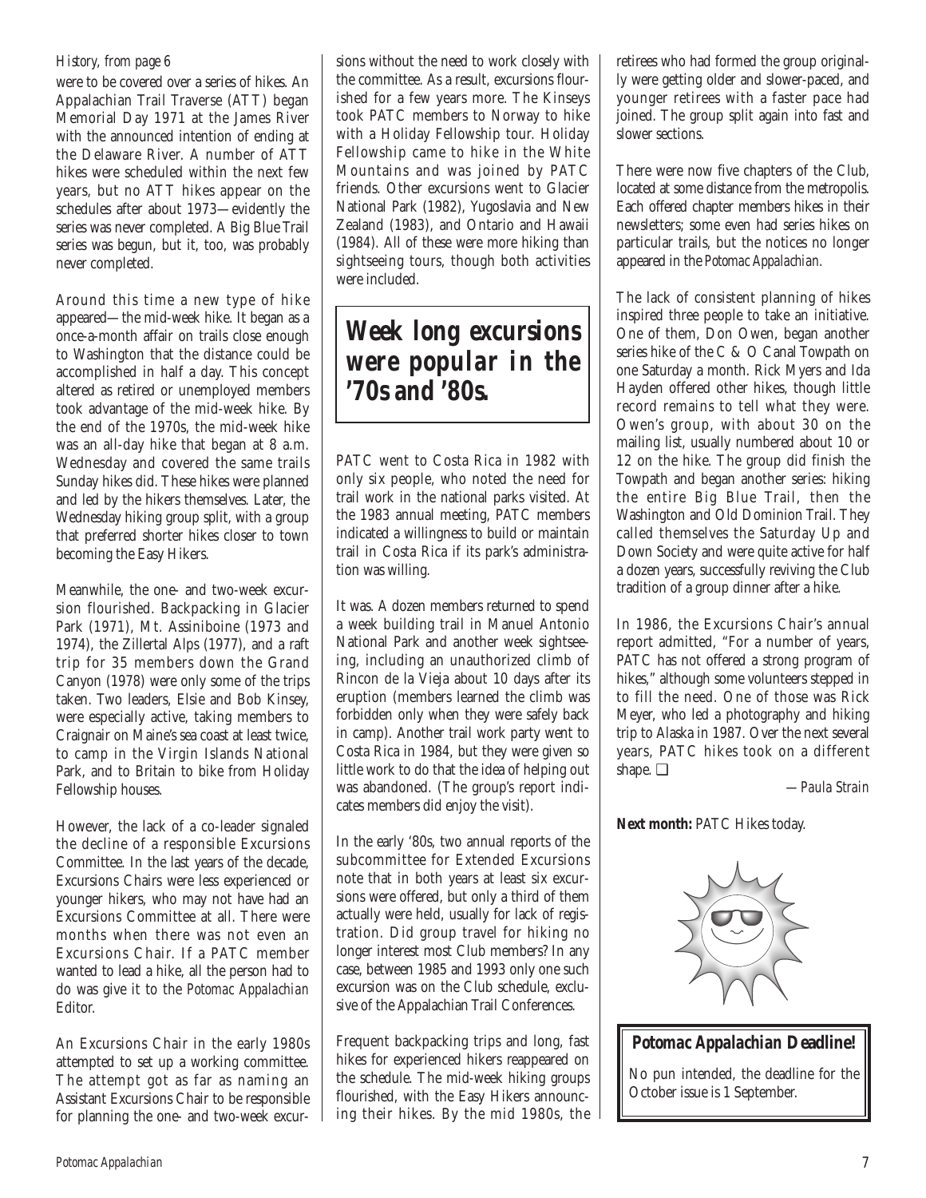*History, from page 6*

were to be covered over a series of hikes. An Appalachian Trail Traverse (ATT) began Memorial Day 1971 at the James River with the announced intention of ending at the Delaware River. A number of ATT hikes were scheduled within the next few years, but no ATT hikes appear on the schedules after about 1973—evidently the series was never completed. A Big Blue Trail series was begun, but it, too, was probably never completed.

Around this time a new type of hike appeared—the mid-week hike. It began as a once-a-month affair on trails close enough to Washington that the distance could be accomplished in half a day. This concept altered as retired or unemployed members took advantage of the mid-week hike. By the end of the 1970s, the mid-week hike was an all-day hike that began at 8 a.m. Wednesday and covered the same trails Sunday hikes did. These hikes were planned and led by the hikers themselves. Later, the Wednesday hiking group split, with a group that preferred shorter hikes closer to town becoming the Easy Hikers.

Meanwhile, the one- and two-week excursion flourished. Backpacking in Glacier Park (1971), Mt. Assiniboine (1973 and 1974), the Zillertal Alps (1977), and a raft trip for 35 members down the Grand Canyon (1978) were only some of the trips taken. Two leaders, Elsie and Bob Kinsey, were especially active, taking members to Craignair on Maine's sea coast at least twice, to camp in the Virgin Islands National Park, and to Britain to bike from Holiday Fellowship houses.

However, the lack of a co-leader signaled the decline of a responsible Excursions Committee. In the last years of the decade, Excursions Chairs were less experienced or younger hikers, who may not have had an Excursions Committee at all. There were months when there was not even an Excursions Chair. If a PATC member wanted to lead a hike, all the person had to do was give it to the *Potomac Appalachian* Editor.

An Excursions Chair in the early 1980s attempted to set up a working committee. The attempt got as far as naming an Assistant Excursions Chair to be responsible for planning the one- and two-week excursions without the need to work closely with the committee. As a result, excursions flourished for a few years more. The Kinseys took PATC members to Norway to hike with a Holiday Fellowship tour. Holiday Fellowship came to hike in the White Mountains and was joined by PATC friends. Other excursions went to Glacier National Park (1982), Yugoslavia and New Zealand (1983), and Ontario and Hawaii (1984). All of these were more hiking than sightseeing tours, though both activities were included.

> **Week long excursions were popular in the '70s and '80s.**

PATC went to Costa Rica in 1982 with only six people, who noted the need for trail work in the national parks visited. At the 1983 annual meeting, PATC members indicated a willingness to build or maintain trail in Costa Rica if its park's administration was willing.

It was. A dozen members returned to spend a week building trail in Manuel Antonio National Park and another week sightseeing, including an unauthorized climb of Rincon de la Vieja about 10 days after its eruption (members learned the climb was forbidden only when they were safely back in camp). Another trail work party went to Costa Rica in 1984, but they were given so little work to do that the idea of helping out was abandoned. (The group's report indicates members did enjoy the visit).

In the early '80s, two annual reports of the subcommittee for Extended Excursions note that in both years at least six excursions were offered, but only a third of them actually were held, usually for lack of registration. Did group travel for hiking no longer interest most Club members? In any case, between 1985 and 1993 only one such excursion was on the Club schedule, exclusive of the Appalachian Trail Conferences.

Frequent backpacking trips and long, fast hikes for experienced hikers reappeared on the schedule. The mid-week hiking groups flourished, with the Easy Hikers announcing their hikes. By the mid 1980s, the retirees who had formed the group originally were getting older and slower-paced, and younger retirees with a faster pace had joined. The group split again into fast and slower sections.

There were now five chapters of the Club, located at some distance from the metropolis. Each offered chapter members hikes in their newsletters; some even had series hikes on particular trails, but the notices no longer appeared in the *Potomac Appalachian*.

The lack of consistent planning of hikes inspired three people to take an initiative. One of them, Don Owen, began another series hike of the C & O Canal Towpath on one Saturday a month. Rick Myers and Ida Hayden offered other hikes, though little record remains to tell what they were. Owen's group, with about 30 on the mailing list, usually numbered about 10 or 12 on the hike. The group did finish the Towpath and began another series: hiking the entire Big Blue Trail, then the Washington and Old Dominion Trail. They called themselves the Saturday Up and Down Society and were quite active for half a dozen years, successfully reviving the Club tradition of a group dinner after a hike.

In 1986, the Excursions Chair's annual report admitted, "For a number of years, PATC has not offered a strong program of hikes," although some volunteers stepped in to fill the need. One of those was Rick Meyer, who led a photography and hiking trip to Alaska in 1987. Over the next several years, PATC hikes took on a different shape. ❑

*—Paula Strain*

**Next month:** PATC Hikes today.

### Potomac Appalachian Deadline!

No pun intended, the deadline for the October issue is 1 September.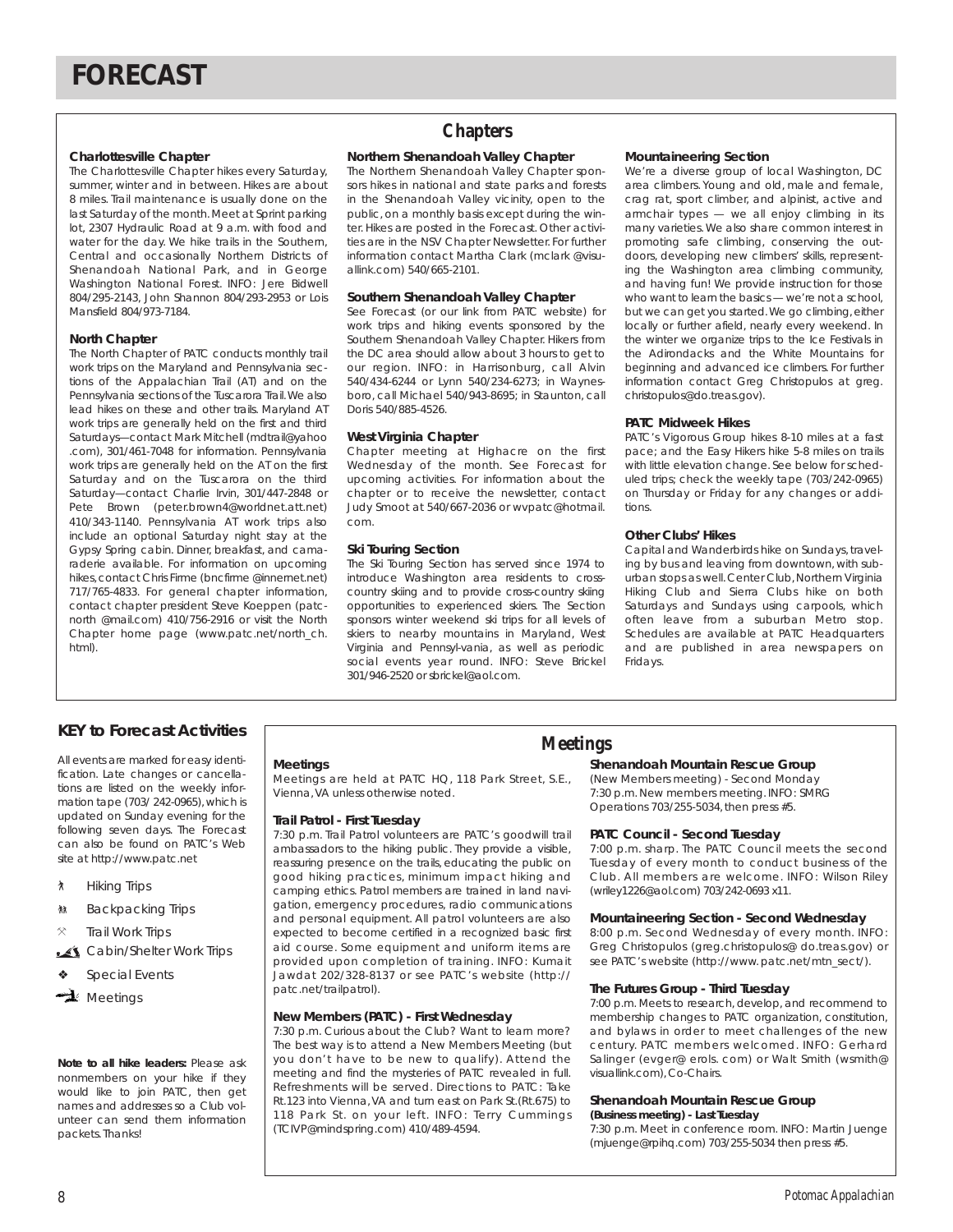# FORECAST

## Chapters

### Charlottesville Chapter

The Charlottesville Chapter hikes every Saturday, summer, winter and in between. Hikes are about 8 miles. Trail maintenance is usually done on the last Saturday of the month. Meet at Sprint parking lot, 2307 Hydraulic Road at 9 a.m. with food and water for the day. We hike trails in the Southern, Central and occasionally Northern Districts of Shenandoah National Park, and in George Washington National Forest. INFO: Jere Bidwell 804/295-2143, John Shannon 804/293-2953 or Lois Mansfield 804/973-7184.

### North Chapter

The North Chapter of PATC conducts monthly trail work trips on the Maryland and Pennsylvania sections of the Appalachian Trail (AT) and on the Pennsylvania sections of the Tuscarora Trail. We also lead hikes on these and other trails. Maryland AT work trips are generally held on the first and third Saturdays—contact Mark Mitchell (mdtrail@yahoo .com), 301/461-7048 for information. Pennsylvania work trips are generally held on the AT on the first Saturday and on the Tuscarora on the third Saturday—contact Charlie Irvin, 301/447-2848 or Pete Brown (peter.brown4@worldnet.att.net) 410/343-1140. Pennsylvania AT work trips also include an optional Saturday night stay at the Gypsy Spring cabin. Dinner, breakfast, and camaraderie available. For information on upcoming hikes, contact Chris Firme (bncfirme @innernet.net) 717/765-4833. For general chapter information, contact chapter president Steve Koeppen (patc-north @mail.com) 410/756-2916 or visit the North Chapter home page (www.patc.net/north_ch. html).

### Northern Shenandoah Valley Chapter

The Northern Shenandoah Valley Chapter sponsors hikes in national and state parks and forests in the Shenandoah Valley vicinity, open to the public, on a monthly basis except during the winter. Hikes are posted in the Forecast. Other activities are in the NSV Chapter Newsletter. For further information contact Martha Clark (mclark @visuallink.com) 540/665-2101.

### Southern Shenandoah Valley Chapter

See Forecast (or our link from PATC website) for work trips and hiking events sponsored by the Southern Shenandoah Valley Chapter. Hikers from the DC area should allow about 3 hours to get to our region. INFO: in Harrisonburg, call Alvin 540/434-6244 or Lynn 540/234-6273; in Waynesboro, call Michael 540/943-8695; in Staunton, call Doris 540/885-4526.

### West Virginia Chapter

Chapter meeting at Highacre on the first Wednesday of the month. See Forecast for upcoming activities. For information about the chapter or to receive the newsletter, contact Judy Smoot at 540/667-2036 or wvpatc@hotmail. com.

### Ski Touring Section

The Ski Touring Section has served since 1974 to introduce Washington area residents to cross-country skiing and to provide cross-country skiing opportunities to experienced skiers. The Section sponsors winter weekend ski trips for all levels of skiers to nearby mountains in Maryland, West Virginia and Pennsyl-vania, as well as periodic social events year round. INFO: Steve Brickel 301/946-2520 or sbrickel@aol.com.

### Mountaineering Section

We're a diverse group of local Washington, DC area climbers. Young and old, male and female, crag rat, sport climber, and alpinist, active and armchair types — we all enjoy climbing in its many varieties. We also share common interest in promoting safe climbing, conserving the outdoors, developing new climbers' skills, representing the Washington area climbing community, and having fun! We provide instruction for those who want to learn the basics — we're not a school, but we can get you started. We go climbing, either locally or further afield, nearly every weekend. In the winter we organize trips to the Ice Festivals in the Adirondacks and the White Mountains for beginning and advanced ice climbers. For further information contact Greg Christopulos at greg. christopulos@do.treas.gov).

### PATC Midweek Hikes

PATC's Vigorous Group hikes 8-10 miles at a fast pace; and the Easy Hikers hike 5-8 miles on trails with little elevation change. See below for scheduled trips; check the weekly tape (703/242-0965) on Thursday or Friday for any changes or additions.

### Other Clubs' Hikes

Capital and Wanderbirds hike on Sundays, traveling by bus and leaving from downtown, with suburban stops as well. Center Club, Northern Virginia Hiking Club and Sierra Clubs hike on both Saturdays and Sundays using carpools, which often leave from a suburban Metro stop. Schedules are available at PATC Headquarters and are published in area newspapers on Fridays.

## KEY to Forecast Activities

All events are marked for easy identification. Late changes or cancellations are listed on the weekly information tape (703/ 242-0965), which is updated on Sunday evening for the following seven days. The Forecast can also be found on PATC's Web site at http://www.patc.net

- Hiking Trips
- Backpacking Trips
- Trail Work Trips
- Cabin/Shelter Work Trips
- Special Events
- Meetings

**Note to all hike leaders:** Please ask nonmembers on your hike if they would like to join PATC, then get names and addresses so a Club volunteer can send them information packets. Thanks!

## Meetings

### Meetings

Meetings are held at PATC HQ, 118 Park Street, S.E., Vienna, VA unless otherwise noted.

### Trail Patrol - First Tuesday

7:30 p.m. Trail Patrol volunteers are PATC's goodwill trail ambassadors to the hiking public. They provide a visible, reassuring presence on the trails, educating the public on good hiking practices, minimum impact hiking and camping ethics. Patrol members are trained in land navigation, emergency procedures, radio communications and personal equipment. All patrol volunteers are also expected to become certified in a recognized basic first aid course. Some equipment and uniform items are provided upon completion of training. INFO: Kumait Jawdat 202/328-8137 or see PATC's website (http:// patc.net/trailpatrol).

### New Members (PATC) - First Wednesday

7:30 p.m. Curious about the Club? Want to learn more? The best way is to attend a New Members Meeting (but you don't have to be new to qualify). Attend the meeting and find the mysteries of PATC revealed in full. Refreshments will be served. Directions to PATC: Take Rt.123 into Vienna, VA and turn east on Park St.(Rt.675) to 118 Park St. on your left. INFO: Terry Cummings (TCIVP@mindspring.com) 410/489-4594.

### Shenandoah Mountain Rescue Group

(New Members meeting) - Second Monday
7:30 p.m. New members meeting. INFO: SMRG Operations 703/255-5034, then press #5.

### PATC Council - Second Tuesday

7:00 p.m. sharp. The PATC Council meets the second Tuesday of every month to conduct business of the Club. All members are welcome. INFO: Wilson Riley (wriley1226@aol.com) 703/242-0693 x11.

### Mountaineering Section - Second Wednesday

8:00 p.m. Second Wednesday of every month. INFO: Greg Christopulos (greg.christopulos@ do.treas.gov) or see PATC's website (http://www. patc.net/mtn_sect/).

### The Futures Group - Third Tuesday

7:00 p.m. Meets to research, develop, and recommend to membership changes to PATC organization, constitution, and bylaws in order to meet challenges of the new century. PATC members welcomed. INFO: Gerhard Salinger (evger@ erols. com) or Walt Smith (wsmith@ visuallink.com), Co-Chairs.

### Shenandoah Mountain Rescue Group

**(Business meeting) - Last Tuesday**

7:30 p.m. Meet in conference room. INFO: Martin Juenge (mjuenge@rpihq.com) 703/255-5034 then press #5.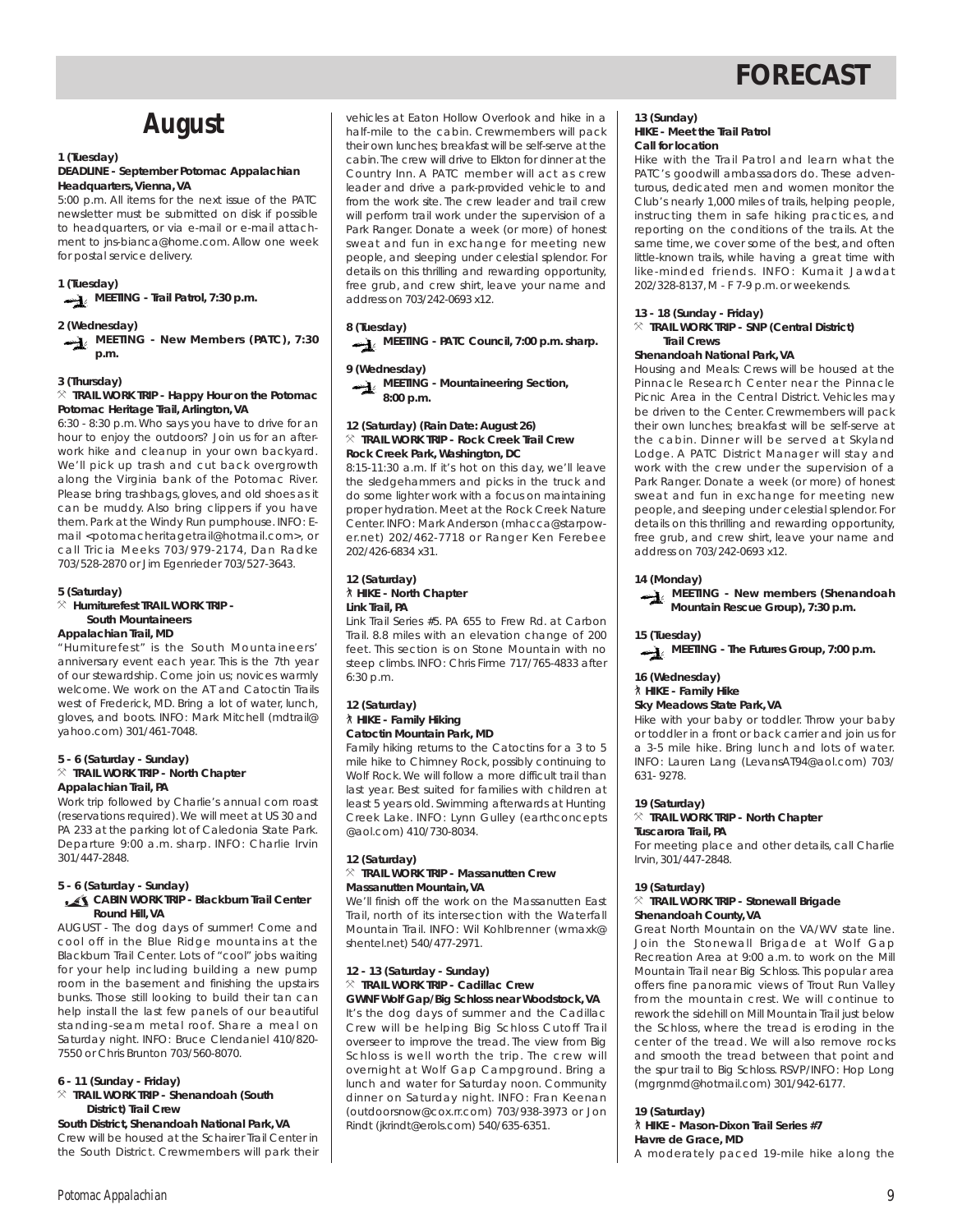# FORECAST

## August

**1 (Tuesday)**
**DEADLINE - September Potomac Appalachian Headquarters, Vienna, VA**
5:00 p.m. All items for the next issue of the PATC newsletter must be submitted on disk if possible to headquarters, or via e-mail or e-mail attachment to jns-bianca@home.com. Allow one week for postal service delivery.

**1 (Tuesday)**
**MEETING - Trail Patrol, 7:30 p.m.**

**2 (Wednesday)**
**MEETING - New Members (PATC), 7:30 p.m.**

**3 (Thursday)**
**TRAIL WORK TRIP - Happy Hour on the Potomac**
**Potomac Heritage Trail, Arlington, VA**
6:30 - 8:30 p.m. Who says you have to drive for an hour to enjoy the outdoors? Join us for an after-work hike and cleanup in your own backyard. We'll pick up trash and cut back overgrowth along the Virginia bank of the Potomac River. Please bring trashbags, gloves, and old shoes as it can be muddy. Also bring clippers if you have them. Park at the Windy Run pumphouse. INFO: E-mail <potomacheritagetrail@hotmail.com>, or call Tricia Meeks 703/979-2174, Dan Radke 703/528-2870 or Jim Egenrieder 703/527-3643.

**5 (Saturday)**
**Humiturefest TRAIL WORK TRIP - South Mountaineers**
**Appalachian Trail, MD**
"Humiturefest" is the South Mountaineers' anniversary event each year. This is the 7th year of our stewardship. Come join us; novices warmly welcome. We work on the AT and Catoctin Trails west of Frederick, MD. Bring a lot of water, lunch, gloves, and boots. INFO: Mark Mitchell (mdtrail@yahoo.com) 301/461-7048.

**5 - 6 (Saturday - Sunday)**
**TRAIL WORK TRIP - North Chapter**
**Appalachian Trail, PA**
Work trip followed by Charlie's annual corn roast (reservations required). We will meet at US 30 and PA 233 at the parking lot of Caledonia State Park. Departure 9:00 a.m. sharp. INFO: Charlie Irvin 301/447-2848.

**5 - 6 (Saturday - Sunday)**
**CABIN WORK TRIP - Blackburn Trail Center**
**Round Hill, VA**
AUGUST - The dog days of summer! Come and cool off in the Blue Ridge mountains at the Blackburn Trail Center. Lots of "cool" jobs waiting for your help including building a new pump room in the basement and finishing the upstairs bunks. Those still looking to build their tan can help install the last few panels of our beautiful standing-seam metal roof. Share a meal on Saturday night. INFO: Bruce Clendaniel 410/820-7550 or Chris Brunton 703/560-8070.

**6 - 11 (Sunday - Friday)**
**TRAIL WORK TRIP - Shenandoah (South District) Trail Crew**
**South District, Shenandoah National Park, VA**
Crew will be housed at the Schairer Trail Center in the South District. Crewmembers will park their vehicles at Eaton Hollow Overlook and hike in a half-mile to the cabin. Crewmembers will pack their own lunches; breakfast will be self-serve at the cabin. The crew will drive to Elkton for dinner at the Country Inn. A PATC member will act as crew leader and drive a park-provided vehicle to and from the work site. The crew leader and trail crew will perform trail work under the supervision of a Park Ranger. Donate a week (or more) of honest sweat and fun in exchange for meeting new people, and sleeping under celestial splendor. For details on this thrilling and rewarding opportunity, free grub, and crew shirt, leave your name and address on 703/242-0693 x12.

**8 (Tuesday)**
**MEETING - PATC Council, 7:00 p.m. sharp.**

**9 (Wednesday)**
**MEETING - Mountaineering Section, 8:00 p.m.**

**12 (Saturday) (Rain Date: August 26)**
**TRAIL WORK TRIP - Rock Creek Trail Crew**
**Rock Creek Park, Washington, DC**
8:15-11:30 a.m. If it's hot on this day, we'll leave the sledgehammers and picks in the truck and do some lighter work with a focus on maintaining proper hydration. Meet at the Rock Creek Nature Center. INFO: Mark Anderson (mhacca@starpower.net) 202/462-7718 or Ranger Ken Ferebee 202/426-6834 x31.

**12 (Saturday)**
**HIKE - North Chapter**
**Link Trail, PA**
Link Trail Series #5. PA 655 to Frew Rd. at Carbon Trail. 8.8 miles with an elevation change of 200 feet. This section is on Stone Mountain with no steep climbs. INFO: Chris Firme 717/765-4833 after 6:30 p.m.

**12 (Saturday)**
**HIKE - Family Hiking**
**Catoctin Mountain Park, MD**
Family hiking returns to the Catoctins for a 3 to 5 mile hike to Chimney Rock, possibly continuing to Wolf Rock. We will follow a more difficult trail than last year. Best suited for families with children at least 5 years old. Swimming afterwards at Hunting Creek Lake. INFO: Lynn Gulley (earthconcepts@aol.com) 410/730-8034.

**12 (Saturday)**
**TRAIL WORK TRIP - Massanutten Crew**
**Massanutten Mountain, VA**
We'll finish off the work on the Massanutten East Trail, north of its intersection with the Waterfall Mountain Trail. INFO: Wil Kohlbrenner (wmaxk@shentel.net) 540/477-2971.

**12 - 13 (Saturday - Sunday)**
**TRAIL WORK TRIP - Cadillac Crew**
**GWNF Wolf Gap/Big Schloss near Woodstock, VA**
It's the dog days of summer and the Cadillac Crew will be helping Big Schloss Cutoff Trail overseer to improve the tread. The view from Big Schloss is well worth the trip. The crew will overnight at Wolf Gap Campground. Bring a lunch and water for Saturday noon. Community dinner on Saturday night. INFO: Fran Keenan (outdoorsnow@cox.rr.com) 703/938-3973 or Jon Rindt (jkrindt@erols.com) 540/635-6351.

**13 (Sunday)**
**HIKE - Meet the Trail Patrol**
**Call for location**
Hike with the Trail Patrol and learn what the PATC's goodwill ambassadors do. These adventurous, dedicated men and women monitor the Club's nearly 1,000 miles of trails, helping people, instructing them in safe hiking practices, and reporting on the conditions of the trails. At the same time, we cover some of the best, and often little-known trails, while having a great time with like-minded friends. INFO: Kumait Jawdat 202/328-8137, M - F 7-9 p.m. or weekends.

**13 - 18 (Sunday - Friday)**
**TRAIL WORK TRIP - SNP (Central District) Trail Crews**
**Shenandoah National Park, VA**
Housing and Meals: Crews will be housed at the Pinnacle Research Center near the Pinnacle Picnic Area in the Central District. Vehicles may be driven to the Center. Crewmembers will pack their own lunches; breakfast will be self-serve at the cabin. Dinner will be served at Skyland Lodge. A PATC District Manager will stay and work with the crew under the supervision of a Park Ranger. Donate a week (or more) of honest sweat and fun in exchange for meeting new people, and sleeping under celestial splendor. For details on this thrilling and rewarding opportunity, free grub, and crew shirt, leave your name and address on 703/242-0693 x12.

**14 (Monday)**
**MEETING - New members (Shenandoah Mountain Rescue Group), 7:30 p.m.**

**15 (Tuesday)**
**MEETING - The Futures Group, 7:00 p.m.**

**16 (Wednesday)**
**HIKE - Family Hike**
**Sky Meadows State Park, VA**
Hike with your baby or toddler. Throw your baby or toddler in a front or back carrier and join us for a 3-5 mile hike. Bring lunch and lots of water. INFO: Lauren Lang (LevansAT94@aol.com) 703/631- 9278.

**19 (Saturday)**
**TRAIL WORK TRIP - North Chapter**
**Tuscarora Trail, PA**
For meeting place and other details, call Charlie Irvin, 301/447-2848.

**19 (Saturday)**
**TRAIL WORK TRIP - Stonewall Brigade**
**Shenandoah County, VA**
Great North Mountain on the VA/WV state line. Join the Stonewall Brigade at Wolf Gap Recreation Area at 9:00 a.m. to work on the Mill Mountain Trail near Big Schloss. This popular area offers fine panoramic views of Trout Run Valley from the mountain crest. We will continue to rework the sidehill on Mill Mountain Trail just below the Schloss, where the tread is eroding in the center of the tread. We will also remove rocks and smooth the tread between that point and the spur trail to Big Schloss. RSVP/INFO: Hop Long (mgrgnmd@hotmail.com) 301/942-6177.

**19 (Saturday)**
**HIKE - Mason-Dixon Trail Series #7**
**Havre de Grace, MD**
A moderately paced 19-mile hike along the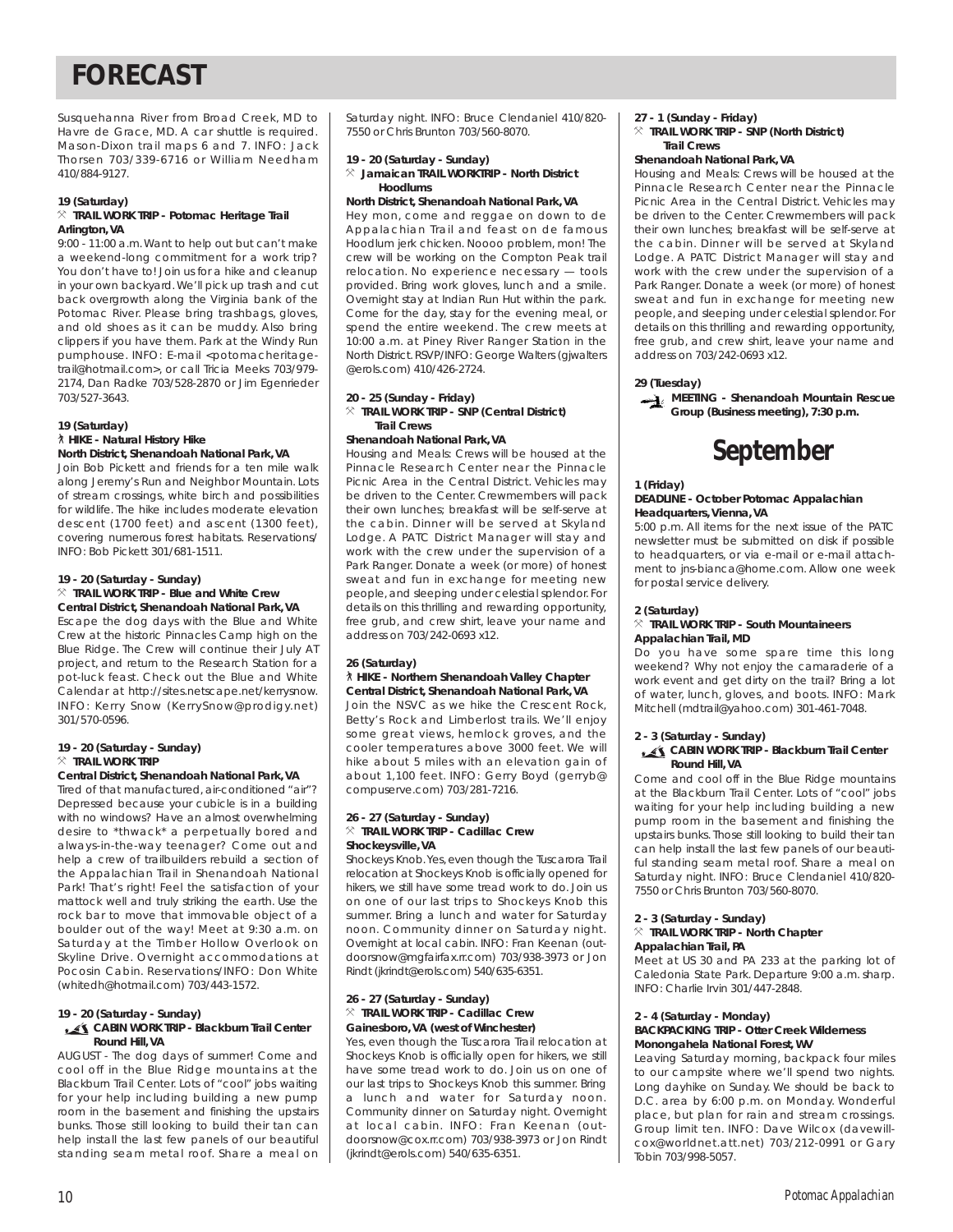# FORECAST

Susquehanna River from Broad Creek, MD to Havre de Grace, MD. A car shuttle is required. Mason-Dixon trail maps 6 and 7. INFO: Jack Thorsen 703/339-6716 or William Needham 410/884-9127.

**19 (Saturday)**
**TRAIL WORK TRIP - Potomac Heritage Trail**
**Arlington, VA**

9:00 - 11:00 a.m. Want to help out but can't make a weekend-long commitment for a work trip? You don't have to! Join us for a hike and cleanup in your own backyard. We'll pick up trash and cut back overgrowth along the Virginia bank of the Potomac River. Please bring trashbags, gloves, and old shoes as it can be muddy. Also bring clippers if you have them. Park at the Windy Run pumphouse. INFO: E-mail <potomacheritagetrail@hotmail.com>, or call Tricia Meeks 703/979-2174, Dan Radke 703/528-2870 or Jim Egenrieder 703/527-3643.

**19 (Saturday)**
**HIKE - Natural History Hike**
**North District, Shenandoah National Park, VA**

Join Bob Pickett and friends for a ten mile walk along Jeremy's Run and Neighbor Mountain. Lots of stream crossings, white birch and possibilities for wildlife. The hike includes moderate elevation descent (1700 feet) and ascent (1300 feet), covering numerous forest habitats. Reservations/ INFO: Bob Pickett 301/681-1511.

**19 - 20 (Saturday - Sunday)**
**TRAIL WORK TRIP - Blue and White Crew**
**Central District, Shenandoah National Park, VA**

Escape the dog days with the Blue and White Crew at the historic Pinnacles Camp high on the Blue Ridge. The Crew will continue their July AT project, and return to the Research Station for a pot-luck feast. Check out the Blue and White Calendar at http://sites.netscape.net/kerrysnow. INFO: Kerry Snow (KerrySnow@prodigy.net) 301/570-0596.

**19 - 20 (Saturday - Sunday)**
**TRAIL WORK TRIP**
**Central District, Shenandoah National Park, VA**

Tired of that manufactured, air-conditioned "air"? Depressed because your cubicle is in a building with no windows? Have an almost overwhelming desire to *thwack* a perpetually bored and always-in-the-way teenager? Come out and help a crew of trailbuilders rebuild a section of the Appalachian Trail in Shenandoah National Park! That's right! Feel the satisfaction of your mattock well and truly striking the earth. Use the rock bar to move that immovable object of a boulder out of the way! Meet at 9:30 a.m. on Saturday at the Timber Hollow Overlook on Skyline Drive. Overnight accommodations at Pocosin Cabin. Reservations/INFO: Don White (whitedh@hotmail.com) 703/443-1572.

**19 - 20 (Saturday - Sunday)**
**CABIN WORK TRIP - Blackburn Trail Center**
**Round Hill, VA**

AUGUST - The dog days of summer! Come and cool off in the Blue Ridge mountains at the Blackburn Trail Center. Lots of "cool" jobs waiting for your help including building a new pump room in the basement and finishing the upstairs bunks. Those still looking to build their tan can help install the last few panels of our beautiful standing seam metal roof. Share a meal on Saturday night. INFO: Bruce Clendaniel 410/820-7550 or Chris Brunton 703/560-8070.

**19 - 20 (Saturday - Sunday)**
**Jamaican TRAIL WORKTRIP - North District Hoodlums**
**North District, Shenandoah National Park, VA**

Hey mon, come and reggae on down to de Appalachian Trail and feast on de famous Hoodlum jerk chicken. Noooo problem, mon! The crew will be working on the Compton Peak trail relocation. No experience necessary — tools provided. Bring work gloves, lunch and a smile. Overnight stay at Indian Run Hut within the park. Come for the day, stay for the evening meal, or spend the entire weekend. The crew meets at 10:00 a.m. at Piney River Ranger Station in the North District. RSVP/INFO: George Walters (gjwalters @erols.com) 410/426-2724.

**20 - 25 (Sunday - Friday)**
**TRAIL WORK TRIP - SNP (Central District) Trail Crews**
**Shenandoah National Park, VA**

Housing and Meals: Crews will be housed at the Pinnacle Research Center near the Pinnacle Picnic Area in the Central District. Vehicles may be driven to the Center. Crewmembers will pack their own lunches; breakfast will be self-serve at the cabin. Dinner will be served at Skyland Lodge. A PATC District Manager will stay and work with the crew under the supervision of a Park Ranger. Donate a week (or more) of honest sweat and fun in exchange for meeting new people, and sleeping under celestial splendor. For details on this thrilling and rewarding opportunity, free grub, and crew shirt, leave your name and address on 703/242-0693 x12.

**26 (Saturday)**
**HIKE - Northern Shenandoah Valley Chapter**
**Central District, Shenandoah National Park, VA**

Join the NSVC as we hike the Crescent Rock, Betty's Rock and Limberlost trails. We'll enjoy some great views, hemlock groves, and the cooler temperatures above 3000 feet. We will hike about 5 miles with an elevation gain of about 1,100 feet. INFO: Gerry Boyd (gerryb@ compuserve.com) 703/281-7216.

**26 - 27 (Saturday - Sunday)**
**TRAIL WORK TRIP - Cadillac Crew**
**Shockeysville, VA**

Shockeys Knob. Yes, even though the Tuscarora Trail relocation at Shockeys Knob is officially opened for hikers, we still have some tread work to do. Join us on one of our last trips to Shockeys Knob this summer. Bring a lunch and water for Saturday noon. Community dinner on Saturday night. Overnight at local cabin. INFO: Fran Keenan (outdoorsnow@mgfairfax.rr.com) 703/938-3973 or Jon Rindt (jkrindt@erols.com) 540/635-6351.

**26 - 27 (Saturday - Sunday)**
**TRAIL WORK TRIP - Cadillac Crew**
**Gainesboro, VA (west of Winchester)**

Yes, even though the Tuscarora Trail relocation at Shockeys Knob is officially open for hikers, we still have some tread work to do. Join us on one of our last trips to Shockeys Knob this summer. Bring a lunch and water for Saturday noon. Community dinner on Saturday night. Overnight at local cabin. INFO: Fran Keenan (outdoorsnow@cox.rr.com) 703/938-3973 or Jon Rindt (jkrindt@erols.com) 540/635-6351.

**27 - 1 (Sunday - Friday)**
**TRAIL WORK TRIP - SNP (North District) Trail Crews**
**Shenandoah National Park, VA**

Housing and Meals: Crews will be housed at the Pinnacle Research Center near the Pinnacle Picnic Area in the Central District. Vehicles may be driven to the Center. Crewmembers will pack their own lunches; breakfast will be self-serve at the cabin. Dinner will be served at Skyland Lodge. A PATC District Manager will stay and work with the crew under the supervision of a Park Ranger. Donate a week (or more) of honest sweat and fun in exchange for meeting new people, and sleeping under celestial splendor. For details on this thrilling and rewarding opportunity, free grub, and crew shirt, leave your name and address on 703/242-0693 x12.

**29 (Tuesday)**
**MEETING - Shenandoah Mountain Rescue Group (Business meeting), 7:30 p.m.**

## September

**1 (Friday)**
**DEADLINE - October Potomac Appalachian**
**Headquarters, Vienna, VA**

5:00 p.m. All items for the next issue of the PATC newsletter must be submitted on disk if possible to headquarters, or via e-mail or e-mail attachment to jns-bianca@home.com. Allow one week for postal service delivery.

**2 (Saturday)**
**TRAIL WORK TRIP - South Mountaineers**
**Appalachian Trail, MD**

Do you have some spare time this long weekend? Why not enjoy the camaraderie of a work event and get dirty on the trail? Bring a lot of water, lunch, gloves, and boots. INFO: Mark Mitchell (mdtrail@yahoo.com) 301-461-7048.

**2 - 3 (Saturday - Sunday)**
**CABIN WORK TRIP - Blackburn Trail Center**
**Round Hill, VA**

Come and cool off in the Blue Ridge mountains at the Blackburn Trail Center. Lots of "cool" jobs waiting for your help including building a new pump room in the basement and finishing the upstairs bunks. Those still looking to build their tan can help install the last few panels of our beautiful standing seam metal roof. Share a meal on Saturday night. INFO: Bruce Clendaniel 410/820-7550 or Chris Brunton 703/560-8070.

**2 - 3 (Saturday - Sunday)**
**TRAIL WORK TRIP - North Chapter**
**Appalachian Trail, PA**

Meet at US 30 and PA 233 at the parking lot of Caledonia State Park. Departure 9:00 a.m. sharp. INFO: Charlie Irvin 301/447-2848.

**2 - 4 (Saturday - Monday)**
**BACKPACKING TRIP - Otter Creek Wilderness**
**Monongahela National Forest, WV**

Leaving Saturday morning, backpack four miles to our campsite where we'll spend two nights. Long dayhike on Sunday. We should be back to D.C. area by 6:00 p.m. on Monday. Wonderful place, but plan for rain and stream crossings. Group limit ten. INFO: Dave Wilcox (davewillcox@worldnet.att.net) 703/212-0991 or Gary Tobin 703/998-5057.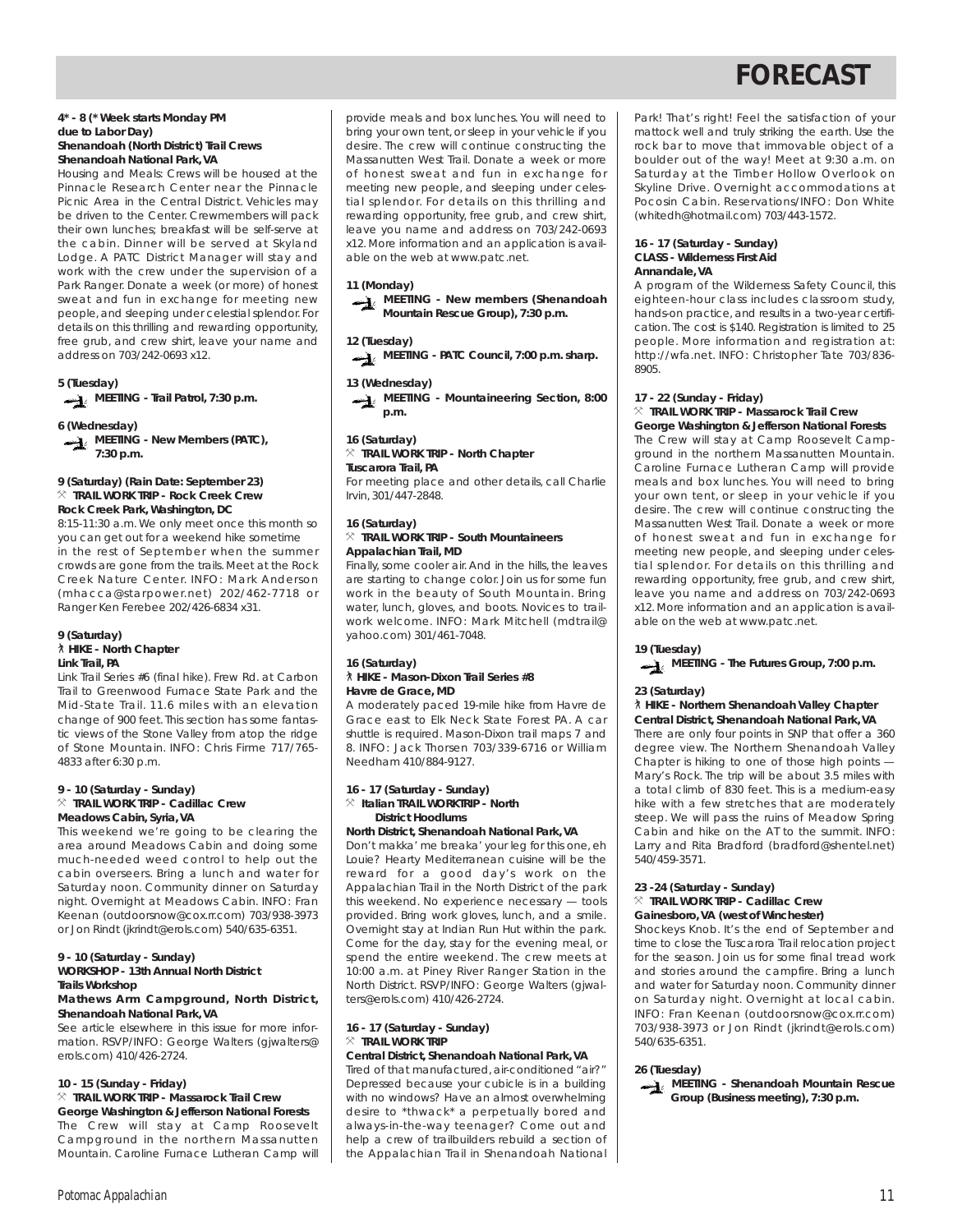# FORECAST

**4* - 8 (* Week starts Monday PM due to Labor Day)**
**Shenandoah (North District) Trail Crews**
**Shenandoah National Park, VA**

Housing and Meals: Crews will be housed at the Pinnacle Research Center near the Pinnacle Picnic Area in the Central District. Vehicles may be driven to the Center. Crewmembers will pack their own lunches; breakfast will be self-serve at the cabin. Dinner will be served at Skyland Lodge. A PATC District Manager will stay and work with the crew under the supervision of a Park Ranger. Donate a week (or more) of honest sweat and fun in exchange for meeting new people, and sleeping under celestial splendor. For details on this thrilling and rewarding opportunity, free grub, and crew shirt, leave your name and address on 703/242-0693 x12.

**5 (Tuesday)**
**MEETING - Trail Patrol, 7:30 p.m.**

**6 (Wednesday)**
**MEETING - New Members (PATC), 7:30 p.m.**

**9 (Saturday) (Rain Date: September 23)**
**TRAIL WORK TRIP - Rock Creek Crew**
**Rock Creek Park, Washington, DC**

8:15-11:30 a.m. We only meet once this month so you can get out for a weekend hike sometime in the rest of September when the summer crowds are gone from the trails. Meet at the Rock Creek Nature Center. INFO: Mark Anderson (mhacca@starpower.net) 202/462-7718 or Ranger Ken Ferebee 202/426-6834 x31.

**9 (Saturday)**
**HIKE - North Chapter**
**Link Trail, PA**

Link Trail Series #6 (final hike). Frew Rd. at Carbon Trail to Greenwood Furnace State Park and the Mid-State Trail. 11.6 miles with an elevation change of 900 feet. This section has some fantastic views of the Stone Valley from atop the ridge of Stone Mountain. INFO: Chris Firme 717/765-4833 after 6:30 p.m.

**9 - 10 (Saturday - Sunday)**
**TRAIL WORK TRIP - Cadillac Crew**
**Meadows Cabin, Syria, VA**

This weekend we're going to be clearing the area around Meadows Cabin and doing some much-needed weed control to help out the cabin overseers. Bring a lunch and water for Saturday noon. Community dinner on Saturday night. Overnight at Meadows Cabin. INFO: Fran Keenan (outdoorsnow@cox.rr.com) 703/938-3973 or Jon Rindt (jkrindt@erols.com) 540/635-6351.

**9 - 10 (Saturday - Sunday)**
**WORKSHOP - 13th Annual North District Trails Workshop**
**Mathews Arm Campground, North District, Shenandoah National Park, VA**

See article elsewhere in this issue for more information. RSVP/INFO: George Walters (gjwalters@erols.com) 410/426-2724.

**10 - 15 (Sunday - Friday)**
**TRAIL WORK TRIP - Massarock Trail Crew**
**George Washington & Jefferson National Forests**

The Crew will stay at Camp Roosevelt Campground in the northern Massanutten Mountain. Caroline Furnace Lutheran Camp will provide meals and box lunches. You will need to bring your own tent, or sleep in your vehicle if you desire. The crew will continue constructing the Massanutten West Trail. Donate a week or more of honest sweat and fun in exchange for meeting new people, and sleeping under celestial splendor. For details on this thrilling and rewarding opportunity, free grub, and crew shirt, leave you name and address on 703/242-0693 x12. More information and an application is available on the web at www.patc.net.

**11 (Monday)**
**MEETING - New members (Shenandoah Mountain Rescue Group), 7:30 p.m.**

**12 (Tuesday)**
**MEETING - PATC Council, 7:00 p.m. sharp.**

**13 (Wednesday)**
**MEETING - Mountaineering Section, 8:00 p.m.**

**16 (Saturday)**
**TRAIL WORK TRIP - North Chapter**
**Tuscarora Trail, PA**

For meeting place and other details, call Charlie Irvin, 301/447-2848.

**16 (Saturday)**
**TRAIL WORK TRIP - South Mountaineers**
**Appalachian Trail, MD**

Finally, some cooler air. And in the hills, the leaves are starting to change color. Join us for some fun work in the beauty of South Mountain. Bring water, lunch, gloves, and boots. Novices to trailwork welcome. INFO: Mark Mitchell (mdtrail@yahoo.com) 301/461-7048.

**16 (Saturday)**
**HIKE - Mason-Dixon Trail Series #8**
**Havre de Grace, MD**

A moderately paced 19-mile hike from Havre de Grace east to Elk Neck State Forest PA. A car shuttle is required. Mason-Dixon trail maps 7 and 8. INFO: Jack Thorsen 703/339-6716 or William Needham 410/884-9127.

**16 - 17 (Saturday - Sunday)**
**Italian TRAIL WORKTRIP - North District Hoodlums**
**North District, Shenandoah National Park, VA**

Don't makka' me breaka' your leg for this one, eh Louie? Hearty Mediterranean cuisine will be the reward for a good day's work on the Appalachian Trail in the North District of the park this weekend. No experience necessary — tools provided. Bring work gloves, lunch, and a smile. Overnight stay at Indian Run Hut within the park. Come for the day, stay for the evening meal, or spend the entire weekend. The crew meets at 10:00 a.m. at Piney River Ranger Station in the North District. RSVP/INFO: George Walters (gjwalters@erols.com) 410/426-2724.

**16 - 17 (Saturday - Sunday)**
**TRAIL WORK TRIP**
**Central District, Shenandoah National Park, VA**

Tired of that manufactured, air-conditioned "air?" Depressed because your cubicle is in a building with no windows? Have an almost overwhelming desire to *thwack* a perpetually bored and always-in-the-way teenager? Come out and help a crew of trailbuilders rebuild a section of the Appalachian Trail in Shenandoah National Park! That's right! Feel the satisfaction of your mattock well and truly striking the earth. Use the rock bar to move that immovable object of a boulder out of the way! Meet at 9:30 a.m. on Saturday at the Timber Hollow Overlook on Skyline Drive. Overnight accommodations at Pocosin Cabin. Reservations/INFO: Don White (whitedh@hotmail.com) 703/443-1572.

**16 - 17 (Saturday - Sunday)**
**CLASS - Wilderness First Aid**
**Annandale, VA**

A program of the Wilderness Safety Council, this eighteen-hour class includes classroom study, hands-on practice, and results in a two-year certification. The cost is $140. Registration is limited to 25 people. More information and registration at: http://wfa.net. INFO: Christopher Tate 703/836-8905.

**17 - 22 (Sunday - Friday)**
**TRAIL WORK TRIP - Massarock Trail Crew**
**George Washington & Jefferson National Forests**

The Crew will stay at Camp Roosevelt Campground in the northern Massanutten Mountain. Caroline Furnace Lutheran Camp will provide meals and box lunches. You will need to bring your own tent, or sleep in your vehicle if you desire. The crew will continue constructing the Massanutten West Trail. Donate a week or more of honest sweat and fun in exchange for meeting new people, and sleeping under celestial splendor. For details on this thrilling and rewarding opportunity, free grub, and crew shirt, leave you name and address on 703/242-0693 x12. More information and an application is available on the web at www.patc.net.

**19 (Tuesday)**
**MEETING - The Futures Group, 7:00 p.m.**

**23 (Saturday)**
**HIKE - Northern Shenandoah Valley Chapter**
**Central District, Shenandoah National Park, VA**

There are only four points in SNP that offer a 360 degree view. The Northern Shenandoah Valley Chapter is hiking to one of those high points — Mary's Rock. The trip will be about 3.5 miles with a total climb of 830 feet. This is a medium-easy hike with a few stretches that are moderately steep. We will pass the ruins of Meadow Spring Cabin and hike on the AT to the summit. INFO: Larry and Rita Bradford (bradford@shentel.net) 540/459-3571.

**23 -24 (Saturday - Sunday)**
**TRAIL WORK TRIP - Cadillac Crew**
**Gainesboro, VA (west of Winchester)**

Shockeys Knob. It's the end of September and time to close the Tuscarora Trail relocation project for the season. Join us for some final tread work and stories around the campfire. Bring a lunch and water for Saturday noon. Community dinner on Saturday night. Overnight at local cabin. INFO: Fran Keenan (outdoorsnow@cox.rr.com) 703/938-3973 or Jon Rindt (jkrindt@erols.com) 540/635-6351.

**26 (Tuesday)**
**MEETING - Shenandoah Mountain Rescue Group (Business meeting), 7:30 p.m.**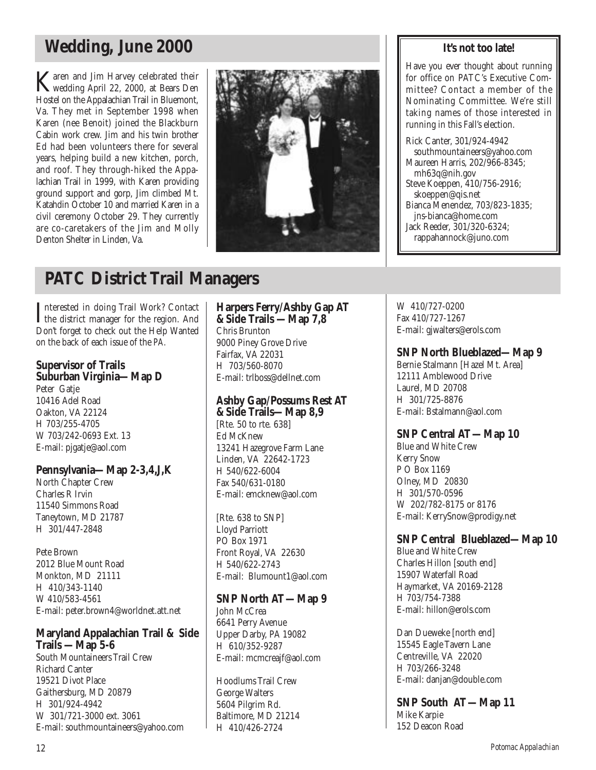## Wedding, June 2000

Karen and Jim Harvey celebrated their wedding April 22, 2000, at Bears Den Hostel on the Appalachian Trail in Bluemont, Va. They met in September 1998 when Karen (nee Benoit) joined the Blackburn Cabin work crew. Jim and his twin brother Ed had been volunteers there for several years, helping build a new kitchen, porch, and roof. They through-hiked the Appalachian Trail in 1999, with Karen providing ground support and gorp, Jim climbed Mt. Katahdin October 10 and married Karen in a civil ceremony October 29. They currently are co-caretakers of the Jim and Molly Denton Shelter in Linden, Va.

**It's not too late!**

Have you ever thought about running for office on PATC's Executive Committee? Contact a member of the Nominating Committee. We're still taking names of those interested in running in this Fall's election.

Rick Canter, 301/924-4942
southmountaineers@yahoo.com
Maureen Harris, 202/966-8345;
mh63q@nih.gov
Steve Koeppen, 410/756-2916;
skoeppen@qis.net
Bianca Menendez, 703/823-1835;
jns-bianca@home.com
Jack Reeder, 301/320-6324;
rappahannock@juno.com

## PATC District Trail Managers

Interested in doing Trail Work? Contact the district manager for the region. And Don't forget to check out the Help Wanted on the back of each issue of the *PA*.

### Supervisor of Trails Suburban Virginia—Map D
Peter Gatje
10416 Adel Road
Oakton, VA 22124
H 703/255-4705
W 703/242-0693 Ext. 13
E-mail: pjgatje@aol.com

### Pennsylvania—Map 2-3,4,J,K
North Chapter Crew
Charles R Irvin
11540 Simmons Road
Taneytown, MD 21787
H 301/447-2848

Pete Brown
2012 Blue Mount Road
Monkton, MD 21111
H 410/343-1140
W 410/583-4561
E-mail: peter.brown4@worldnet.att.net

### Maryland Appalachian Trail & Side Trails — Map 5-6
South Mountaineers Trail Crew
Richard Canter
19521 Divot Place
Gaithersburg, MD 20879
H 301/924-4942
W 301/721-3000 ext. 3061
E-mail: southmountaineers@yahoo.com

### Harpers Ferry/Ashby Gap AT & Side Trails — Map 7,8
Chris Brunton
9000 Piney Grove Drive
Fairfax, VA 22031
H 703/560-8070
E-mail: trlboss@dellnet.com

### Ashby Gap/Possums Rest AT & Side Trails— Map 8,9
[Rte. 50 to rte. 638]
Ed McKnew
13241 Hazegrove Farm Lane
Linden, VA 22642-1723
H 540/622-6004
Fax 540/631-0180
E-mail: emcknew@aol.com

[Rte. 638 to SNP]
Lloyd Parriott
PO Box 1971
Front Royal, VA 22630
H 540/622-2743
E-mail: Blumount1@aol.com

### SNP North AT — Map 9
John McCrea
6641 Perry Avenue
Upper Darby, PA 19082
H 610/352-9287
E-mail: mcmcreajf@aol.com

Hoodlums Trail Crew
George Walters
5604 Pilgrim Rd.
Baltimore, MD 21214
H 410/426-2724
W 410/727-0200
Fax 410/727-1267
E-mail: gjwalters@erols.com

### SNP North Blueblazed— Map 9
Bernie Stalmann [Hazel Mt. Area]
12111 Amblewood Drive
Laurel, MD 20708
H 301/725-8876
E-mail: Bstalmann@aol.com

### SNP Central AT — Map 10
Blue and White Crew
Kerry Snow
P O Box 1169
Olney, MD 20830
H 301/570-0596
W 202/782-8175 or 8176
E-mail: KerrySnow@prodigy.net

### SNP Central Blueblazed— Map 10
Blue and White Crew
Charles Hillon [south end]
15907 Waterfall Road
Haymarket, VA 20169-2128
H 703/754-7388
E-mail: hillon@erols.com

Dan Dueweke [north end]
15545 Eagle Tavern Lane
Centreville, VA 22020
H 703/266-3248
E-mail: danjan@double.com

### SNP South AT — Map 11
Mike Karpie
152 Deacon Road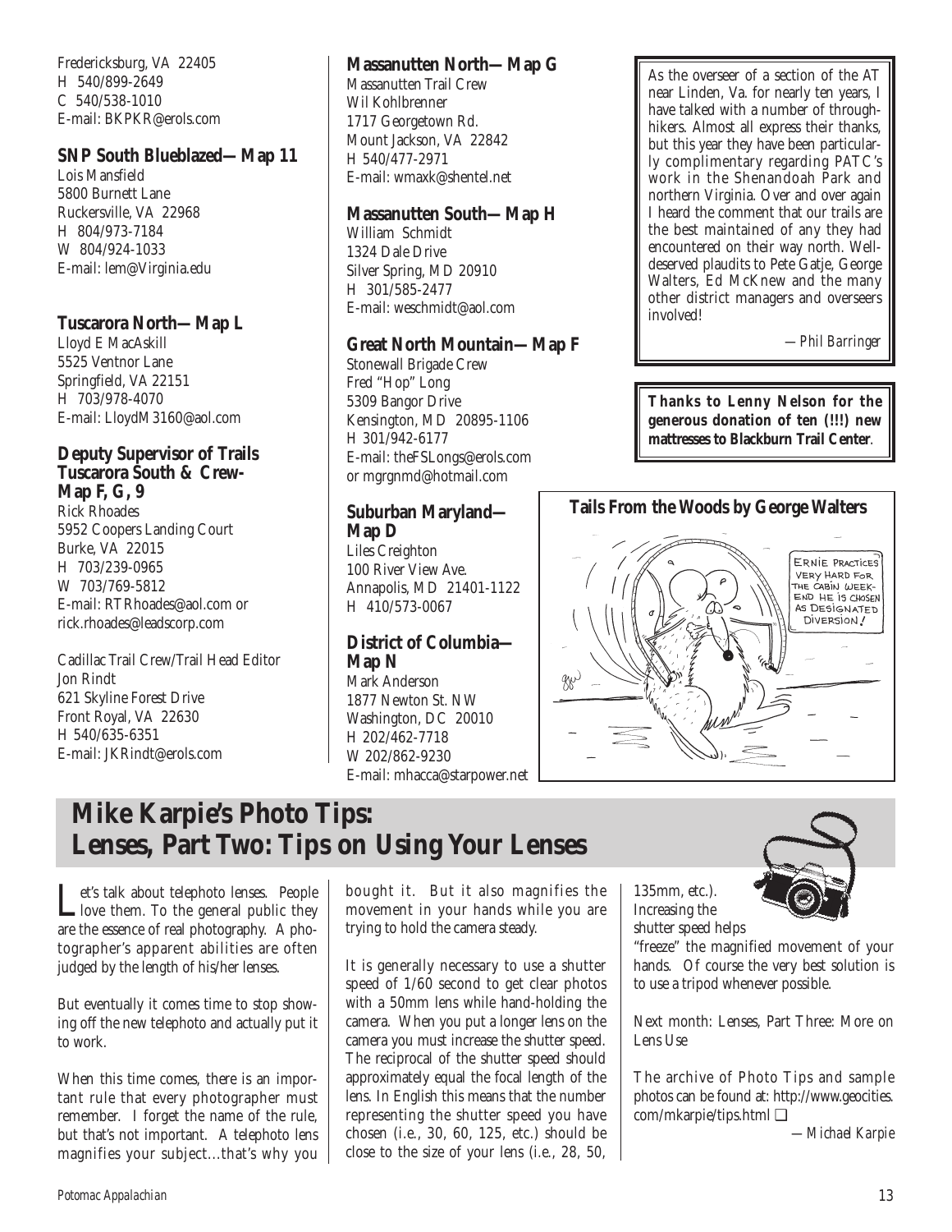Fredericksburg, VA 22405
H 540/899-2649
C 540/538-1010
E-mail: BKPKR@erols.com

**SNP South Blueblazed—Map 11**
Lois Mansfield
5800 Burnett Lane
Ruckersville, VA 22968
H 804/973-7184
W 804/924-1033
E-mail: lem@Virginia.edu

**Tuscarora North—Map L**
Lloyd E MacAskill
5525 Ventnor Lane
Springfield, VA 22151
H 703/978-4070
E-mail: LloydM3160@aol.com

**Deputy Supervisor of Trails Tuscarora South & Crew-Map F, G, 9**
Rick Rhoades
5952 Coopers Landing Court
Burke, VA 22015
H 703/239-0965
W 703/769-5812
E-mail: RTRhoades@aol.com or rick.rhoades@leadscorp.com

Cadillac Trail Crew/Trail Head Editor
Jon Rindt
621 Skyline Forest Drive
Front Royal, VA 22630
H 540/635-6351
E-mail: JKRindt@erols.com

**Massanutten North—Map G**
Massanutten Trail Crew
Wil Kohlbrenner
1717 Georgetown Rd.
Mount Jackson, VA 22842
H 540/477-2971
E-mail: wmaxk@shentel.net

**Massanutten South—Map H**
William Schmidt
1324 Dale Drive
Silver Spring, MD 20910
H 301/585-2477
E-mail: weschmidt@aol.com

**Great North Mountain—Map F**
Stonewall Brigade Crew
Fred "Hop" Long
5309 Bangor Drive
Kensington, MD 20895-1106
H 301/942-6177
E-mail: theFSLongs@erols.com or mgrgnmd@hotmail.com

**Suburban Maryland—Map D**
Liles Creighton
100 River View Ave.
Annapolis, MD 21401-1122
H 410/573-0067

**District of Columbia—Map N**
Mark Anderson
1877 Newton St. NW
Washington, DC 20010
H 202/462-7718
W 202/862-9230
E-mail: mhacca@starpower.net

As the overseer of a section of the AT near Linden, Va. for nearly ten years, I have talked with a number of through-hikers. Almost all express their thanks, but this year they have been particularly complimentary regarding PATC's work in the Shenandoah Park and northern Virginia. Over and over again I heard the comment that our trails are the best maintained of any they had encountered on their way north. Well-deserved plaudits to Pete Gatje, George Walters, Ed McKnew and the many other district managers and overseers involved!

*—Phil Barringer*

**Thanks to Lenny Nelson for the generous donation of ten (!!!) new mattresses to Blackburn Trail Center**.

**Tails From the Woods by George Walters**

ERNIE PRACTICES VERY HARD FOR THE CABIN WEEK-END HE IS CHOSEN AS DESIGNATED DIVERSION!

# Mike Karpie's Photo Tips: Lenses, Part Two: Tips on Using Your Lenses

Let's talk about telephoto lenses. People love them. To the general public they are the essence of real photography. A photographer's apparent abilities are often judged by the length of his/her lenses.

But eventually it comes time to stop showing off the new telephoto and actually put it to work.

When this time comes, there is an important rule that every photographer must remember. I forget the name of the rule, but that's not important. A telephoto lens magnifies your subject...that's why you bought it. But it also magnifies the movement in your hands while you are trying to hold the camera steady.

It is generally necessary to use a shutter speed of 1/60 second to get clear photos with a 50mm lens while hand-holding the camera. When you put a longer lens on the camera you must increase the shutter speed. The reciprocal of the shutter speed should approximately equal the focal length of the lens. In English this means that the number representing the shutter speed you have chosen (i.e., 30, 60, 125, etc.) should be close to the size of your lens (i.e., 28, 50, 135mm, etc.). Increasing the shutter speed helps "freeze" the magnified movement of your hands. Of course the very best solution is to use a tripod whenever possible.

Next month: Lenses, Part Three: More on Lens Use

The archive of Photo Tips and sample photos can be found at: http://www.geocities.com/mkarpie/tips.html ❑

*—Michael Karpie*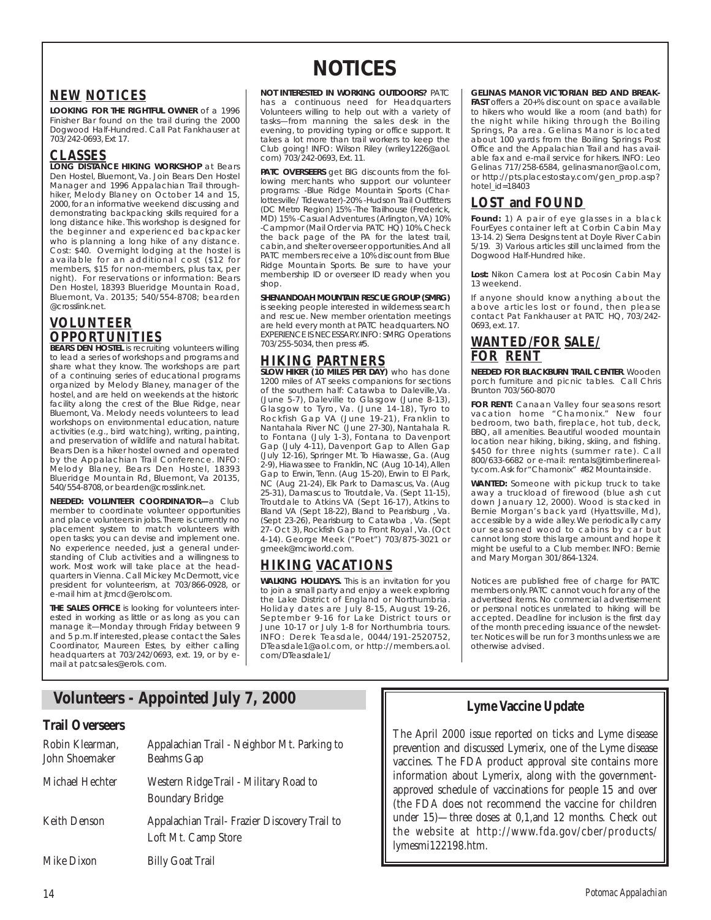# NOTICES

## NEW NOTICES

**LOOKING FOR THE RIGHTFUL OWNER** of a 1996 Finisher Bar found on the trail during the 2000 Dogwood Half-Hundred. Call Pat Fankhauser at 703/242-0693, Ext 17.

## CLASSES

**LONG DISTANCE HIKING WORKSHOP** at Bears Den Hostel, Bluemont, Va. Join Bears Den Hostel Manager and 1996 Appalachian Trail throughhiker, Melody Blaney on October 14 and 15, 2000, for an informative weekend discussing and demonstrating backpacking skills required for a long distance hike. This workshop is designed for the beginner and experienced backpacker who is planning a long hike of any distance. Cost: $40. Overnight lodging at the hostel is available for an additional cost ($12 for members, $15 for non-members, plus tax, per night). For reservations or information: Bears Den Hostel, 18393 Blueridge Mountain Road, Bluemont, Va. 20135; 540/554-8708; bearden @crosslink.net.

## VOLUNTEER OPPORTUNITIES

**BEARS DEN HOSTEL** is recruiting volunteers willing to lead a series of workshops and programs and share what they know. The workshops are part of a continuing series of educational programs organized by Melody Blaney, manager of the hostel, and are held on weekends at the historic facility along the crest of the Blue Ridge, near Bluemont, Va. Melody needs volunteers to lead workshops on environmental education, nature activities (e.g., bird watching), writing, painting, and preservation of wildlife and natural habitat. Bears Den is a hiker hostel owned and operated by the Appalachian Trail Conference. INFO: Melody Blaney, Bears Den Hostel, 18393 Blueridge Mountain Rd, Bluemont, Va 20135, 540/554-8708, or bearden@crosslink.net.

**NEEDED: VOLUNTEER COORDINATOR—**a Club member to coordinate volunteer opportunities and place volunteers in jobs. There is currently no placement system to match volunteers with open tasks; you can devise and implement one. No experience needed, just a general understanding of Club activities and a willingness to work. Most work will take place at the headquarters in Vienna. Call Mickey McDermott, vice president for volunteerism, at 703/866-0928, or e-mail him at jtmcd@erolscom.

**THE SALES OFFICE** is looking for volunteers interested in working as little or as long as you can manage it—Monday through Friday between 9 and 5 p.m. If interested, please contact the Sales Coordinator, Maureen Estes, by either calling headquarters at 703/242/0693, ext. 19, or by e-mail at patcsales@erols. com.

**NOT INTERESTED IN WORKING OUTDOORS?** PATC has a continuous need for Headquarters Volunteers willing to help out with a variety of tasks—from manning the sales desk in the evening, to providing typing or office support. It takes a lot more than trail workers to keep the Club going! INFO: Wilson Riley (wriley1226@aol. com) 703/242-0693, Ext. 11.

**PATC OVERSEERS** get BIG discounts from the following merchants who support our volunteer programs: -Blue Ridge Mountain Sports (Charlottesville/ Tidewater)-20% -Hudson Trail Outfitters (DC Metro Region) 15% -The Trailhouse (Frederick, MD) 15% -Casual Adventures (Arlington, VA) 10% -Campmor (Mail Order via PATC HQ) 10%. Check the back page of the PA for the latest trail, cabin, and shelter overseer opportunities. And all PATC members receive a 10% discount from Blue Ridge Mountain Sports. Be sure to have your membership ID or overseer ID ready when you shop.

**SHENANDOAH MOUNTAIN RESCUE GROUP (SMRG)** is seeking people interested in wilderness search and rescue. New member orientation meetings are held every month at PATC headquarters. NO EXPERIENCE IS NECESSARY. INFO: SMRG Operations 703/255-5034, then press #5.

## HIKING PARTNERS

**SLOW HIKER (10 MILES PER DAY)** who has done 1200 miles of AT seeks companions for sections of the southern half: Catawba to Daleville,Va. (June 5-7), Daleville to Glasgow (June 8-13), Glasgow to Tyro, Va. (June 14-18), Tyro to Rockfish Gap VA (June 19-21), Franklin to Nantahala River NC (June 27-30), Nantahala R. to Fontana (July 1-3), Fontana to Davenport Gap (July 4-11), Davenport Gap to Allen Gap (July 12-16), Springer Mt. To Hiawasse, Ga. (Aug 2-9), Hiawassee to Franklin, NC (Aug 10-14), Allen Gap to Erwin, Tenn. (Aug 15-20), Erwin to El Park, NC (Aug 21-24), Elk Park to Damascus, Va. (Aug 25-31), Damascus to Troutdale, Va. (Sept 11-15), Troutdale to Atkins VA (Sept 16-17), Atkins to Bland VA (Sept 18-22), Bland to Pearisburg , Va. (Sept 23-26), Pearisburg to Catawba , Va. (Sept 27- Oct 3), Rockfish Gap to Front Royal , Va. (Oct 4-14). George Meek ("Poet") 703/875-3021 or gmeek@mciworld.com.

## HIKING VACATIONS

**WALKING HOLIDAYS.** This is an invitation for you to join a small party and enjoy a week exploring the Lake District of England or Northumbria. Holiday dates are July 8-15, August 19-26, September 9-16 for Lake District tours or June 10-17 or July 1-8 for Northumbria tours. INFO: Derek Teasdale, 0044/191-2520752, DTeasdale1@aol.com, or http://members.aol. com/DTeasdale1/

**GELINAS MANOR VICTORIAN BED AND BREAKFAST** offers a 20+% discount on space available to hikers who would like a room (and bath) for the night while hiking through the Boiling Springs, Pa area. Gelinas Manor is located about 100 yards from the Boiling Springs Post Office and the Appalachian Trail and has available fax and e-mail service for hikers. INFO: Leo Gelinas 717/258-6584, gelinasmanor@aol.com, or http://pts.placestostay.com/gen_prop.asp?hotel_id=18403

## LOST and FOUND

**Found:** 1) A pair of eye glasses in a black FourEyes container left at Corbin Cabin May 13-14. 2) Sierra Designs tent at Doyle River Cabin 5/19. 3) Various articles still unclaimed from the Dogwood Half-Hundred hike.

**Lost:** Nikon Camera lost at Pocosin Cabin May 13 weekend.

If anyone should know anything about the above articles lost or found, then please contact Pat Fankhauser at PATC HQ, 703/242-0693, ext. 17.

## WANTED/FOR SALE/ FOR RENT

**NEEDED FOR BLACKBURN TRAIL CENTER**. Wooden porch furniture and picnic tables. Call Chris Brunton 703/560-8070

**FOR RENT:** Canaan Valley four seasons resort vacation home "Chamonix." New four bedroom, two bath, fireplace, hot tub, deck, BBQ, all amenities. Beautiful wooded mountain location near hiking, biking, skiing, and fishing. $450 for three nights (summer rate). Call 800/633-6682 or e-mail: rentals@timberlinerealty.com. Ask for "Chamonix" #82 Mountainside.

**WANTED:** Someone with pickup truck to take away a truckload of firewood (blue ash cut down January 12, 2000). Wood is stacked in Bernie Morgan's back yard (Hyattsville, Md), accessible by a wide alley. We periodically carry our seasoned wood to cabins by car but cannot long store this large amount and hope it might be useful to a Club member. INFO: Bernie and Mary Morgan 301/864-1324.

Notices are published free of charge for PATC members only. PATC cannot vouch for any of the advertised items. No commercial advertisement or personal notices unrelated to hiking will be accepted. Deadline for inclusion is the first day of the month preceding issuance of the newsletter. Notices will be run for 3 months unless we are otherwise advised.

## Volunteers - Appointed July 7, 2000

### Trail Overseers

| | |
|---|---|
| Robin Klearman, John Shoemaker | Appalachian Trail - Neighbor Mt. Parking to Beahms Gap |
| Michael Hechter | Western Ridge Trail - Military Road to Boundary Bridge |
| Keith Denson | Appalachian Trail- Frazier Discovery Trail to Loft Mt. Camp Store |
| Mike Dixon | Billy Goat Trail |

## Lyme Vaccine Update

The April 2000 issue reported on ticks and Lyme disease prevention and discussed Lymerix, one of the Lyme disease vaccines. The FDA product approval site contains more information about Lymerix, along with the government-approved schedule of vaccinations for people 15 and over (the FDA does not recommend the vaccine for children under 15)—three doses at 0,1,and 12 months. Check out the website at http://www.fda.gov/cber/products/lymesmi122198.htm.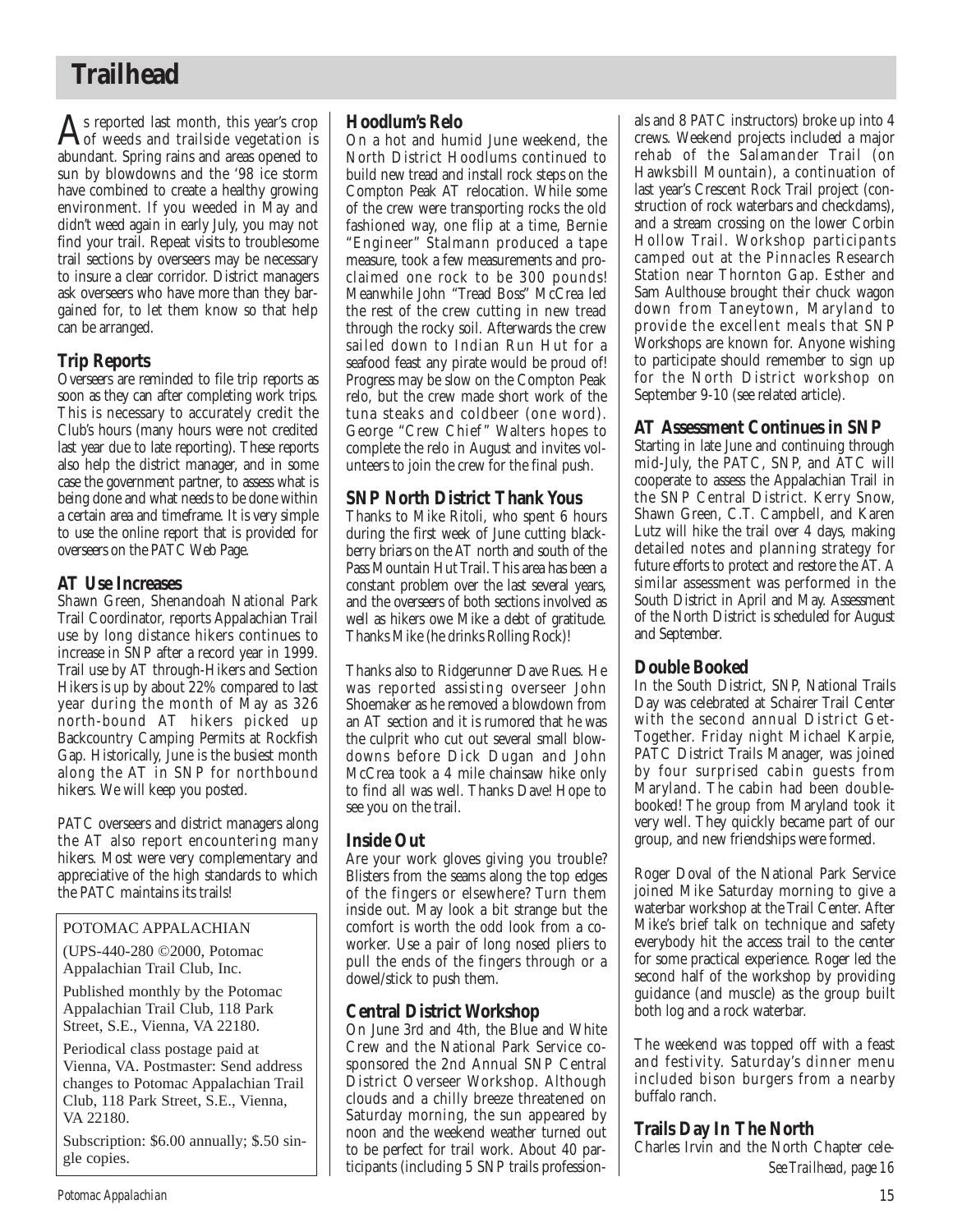# Trailhead

As reported last month, this year's crop of weeds and trailside vegetation is abundant. Spring rains and areas opened to sun by blowdowns and the '98 ice storm have combined to create a healthy growing environment. If you weeded in May and didn't weed again in early July, you may not find your trail. Repeat visits to troublesome trail sections by overseers may be necessary to insure a clear corridor. District managers ask overseers who have more than they bargained for, to let them know so that help can be arranged.

## Trip Reports

Overseers are reminded to file trip reports as soon as they can after completing work trips. This is necessary to accurately credit the Club's hours (many hours were not credited last year due to late reporting). These reports also help the district manager, and in some case the government partner, to assess what is being done and what needs to be done within a certain area and timeframe. It is very simple to use the online report that is provided for overseers on the PATC Web Page.

## AT Use Increases

Shawn Green, Shenandoah National Park Trail Coordinator, reports Appalachian Trail use by long distance hikers continues to increase in SNP after a record year in 1999. Trail use by AT through-Hikers and Section Hikers is up by about 22% compared to last year during the month of May as 326 north-bound AT hikers picked up Backcountry Camping Permits at Rockfish Gap. Historically, June is the busiest month along the AT in SNP for northbound hikers. We will keep you posted.

PATC overseers and district managers along the AT also report encountering many hikers. Most were very complementary and appreciative of the high standards to which the PATC maintains its trails!

> POTOMAC APPALACHIAN
>
> (UPS-440-280 ©2000, Potomac Appalachian Trail Club, Inc.
>
> Published monthly by the Potomac Appalachian Trail Club, 118 Park Street, S.E., Vienna, VA 22180.
>
> Periodical class postage paid at Vienna, VA. Postmaster: Send address changes to Potomac Appalachian Trail Club, 118 Park Street, S.E., Vienna, VA 22180.
>
> Subscription: $6.00 annually; $.50 single copies.

## Hoodlum's Relo

On a hot and humid June weekend, the North District Hoodlums continued to build new tread and install rock steps on the Compton Peak AT relocation. While some of the crew were transporting rocks the old fashioned way, one flip at a time, Bernie "Engineer" Stalmann produced a tape measure, took a few measurements and proclaimed one rock to be 300 pounds! Meanwhile John "Tread Boss" McCrea led the rest of the crew cutting in new tread through the rocky soil. Afterwards the crew sailed down to Indian Run Hut for a seafood feast any pirate would be proud of! Progress may be slow on the Compton Peak relo, but the crew made short work of the tuna steaks and coldbeer (one word). George "Crew Chief" Walters hopes to complete the relo in August and invites volunteers to join the crew for the final push.

## SNP North District Thank Yous

Thanks to Mike Ritoli, who spent 6 hours during the first week of June cutting blackberry briars on the AT north and south of the Pass Mountain Hut Trail. This area has been a constant problem over the last several years, and the overseers of both sections involved as well as hikers owe Mike a debt of gratitude. Thanks Mike (he drinks Rolling Rock)!

Thanks also to Ridgerunner Dave Rues. He was reported assisting overseer John Shoemaker as he removed a blowdown from an AT section and it is rumored that he was the culprit who cut out several small blowdowns before Dick Dugan and John McCrea took a 4 mile chainsaw hike only to find all was well. Thanks Dave! Hope to see you on the trail.

## Inside Out

Are your work gloves giving you trouble? Blisters from the seams along the top edges of the fingers or elsewhere? Turn them inside out. May look a bit strange but the comfort is worth the odd look from a coworker. Use a pair of long nosed pliers to pull the ends of the fingers through or a dowel/stick to push them.

## Central District Workshop

On June 3rd and 4th, the Blue and White Crew and the National Park Service cosponsored the 2nd Annual SNP Central District Overseer Workshop. Although clouds and a chilly breeze threatened on Saturday morning, the sun appeared by noon and the weekend weather turned out to be perfect for trail work. About 40 participants (including 5 SNP trails professionals and 8 PATC instructors) broke up into 4 crews. Weekend projects included a major rehab of the Salamander Trail (on Hawksbill Mountain), a continuation of last year's Crescent Rock Trail project (construction of rock waterbars and checkdams), and a stream crossing on the lower Corbin Hollow Trail. Workshop participants camped out at the Pinnacles Research Station near Thornton Gap. Esther and Sam Althouse brought their chuck wagon down from Taneytown, Maryland to provide the excellent meals that SNP Workshops are known for. Anyone wishing to participate should remember to sign up for the North District workshop on September 9-10 (see related article).

## AT Assessment Continues in SNP

Starting in late June and continuing through mid-July, the PATC, SNP, and ATC will cooperate to assess the Appalachian Trail in the SNP Central District. Kerry Snow, Shawn Green, C.T. Campbell, and Karen Lutz will hike the trail over 4 days, making detailed notes and planning strategy for future efforts to protect and restore the AT. A similar assessment was performed in the South District in April and May. Assessment of the North District is scheduled for August and September.

## Double Booked

In the South District, SNP, National Trails Day was celebrated at Schairer Trail Center with the second annual District Get-Together. Friday night Michael Karpie, PATC District Trails Manager, was joined by four surprised cabin guests from Maryland. The cabin had been double-booked! The group from Maryland took it very well. They quickly became part of our group, and new friendships were formed.

Roger Doval of the National Park Service joined Mike Saturday morning to give a waterbar workshop at the Trail Center. After Mike's brief talk on technique and safety everybody hit the access trail to the center for some practical experience. Roger led the second half of the workshop by providing guidance (and muscle) as the group built both log and a rock waterbar.

The weekend was topped off with a feast and festivity. Saturday's dinner menu included bison burgers from a nearby buffalo ranch.

## Trails Day In The North

Charles Irvin and the North Chapter cele-

*See Trailhead, page 16*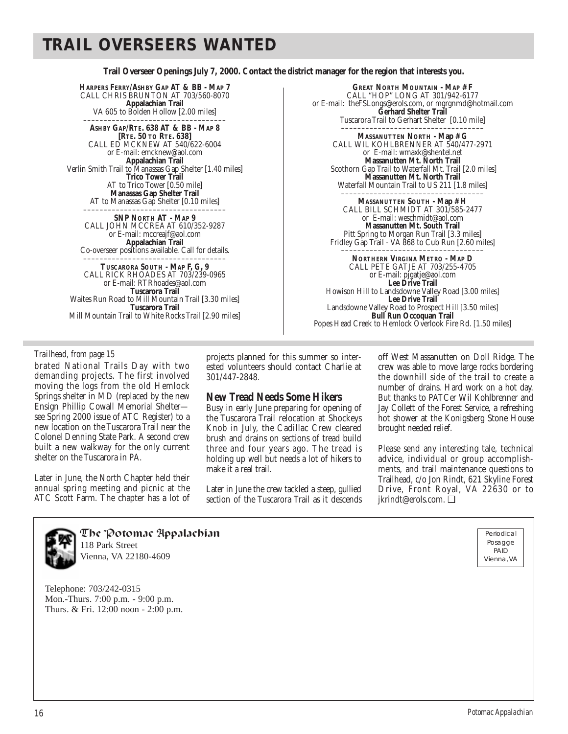# TRAIL OVERSEERS WANTED

**Trail Overseer Openings July 7, 2000. Contact the district manager for the region that interests you.**

**HARPERS FERRY/ASHBY GAP AT & BB - MAP 7**
CALL CHRIS BRUNTON AT 703/560-8070
**Appalachian Trail**
VA 605 to Bolden Hollow [2.00 miles]

---

**ASHBY GAP/RTE. 638 AT & BB - MAP 8**
**[RTE. 50 TO RTE. 638]**
CALL ED MCKNEW AT 540/622-6004
or E-mail: emcknew@aol.com
**Appalachian Trail**
Verlin Smith Trail to Manassas Gap Shelter [1.40 miles]
**Trico Tower Trail**
AT to Trico Tower [0.50 mile]
**Manassas Gap Shelter Trail**
AT to Manassas Gap Shelter [0.10 miles]

---

**SNP NORTH AT - MAP 9**
CALL JOHN MCCREA AT 610/352-9287
or E-mail: mccreajf@aol.com
**Appalachian Trail**
Co-overseer positions available. Call for details.

---

**TUSCARORA SOUTH - MAP F, G, 9**
CALL RICK RHOADES AT 703/239-0965
or E-mail: RTRhoades@aol.com
**Tuscarora Trail**
Waites Run Road to Mill Mountain Trail [3.30 miles]
**Tuscarora Trail**
Mill Mountain Trail to White Rocks Trail [2.90 miles]

---

**GREAT NORTH MOUNTAIN - MAP # F**
CALL "HOP" LONG AT 301/942-6177
or E-mail: theFSLongs@erols.com, or mgrgnmd@hotmail.com
**Gerhard Shelter Trail**
Tuscarora Trail to Gerhart Shelter [0.10 mile]

---

**MASSANUTTEN NORTH - Map # G**
CALL WIL KOHLBRENNER AT 540/477-2971
or E-mail: wmaxk@shentel.net
**Massanutten Mt. North Trail**
Scothorn Gap Trail to Waterfall Mt. Trail [2.0 miles]
**Massanutten Mt. North Trail**
Waterfall Mountain Trail to US 211 [1.8 miles]

---

**MASSANUTTEN SOUTH - Map # H**
CALL BILL SCHMIDT AT 301/585-2477
or E-mail: weschmidt@aol.com
**Massanutten Mt. South Trail**
Pitt Spring to Morgan Run Trail [3.3 miles]
Fridley Gap Trail - VA 868 to Cub Run [2.60 miles]

---

**NORTHERN VIRGINA METRO - MAP D**
CALL PETE GATJE AT 703/255-4705
or E-mail: pjgatje@aol.com
**Lee Drive Trail**
Howison Hill to Landsdowne Valley Road [3.00 miles]
**Lee Drive Trail**
Landsdowne Valley Road to Prospect Hill [3.50 miles]
**Bull Run Occoquan Trail**
Popes Head Creek to Hemlock Overlook Fire Rd. [1.50 miles]

---

*Trailhead, from page 15*

brated National Trails Day with two demanding projects. The first involved moving the logs from the old Hemlock Springs shelter in MD (replaced by the new Ensign Phillip Cowall Memorial Shelter—see Spring 2000 issue of ATC Register) to a new location on the Tuscarora Trail near the Colonel Denning State Park. A second crew built a new walkway for the only current shelter on the Tuscarora in PA.

Later in June, the North Chapter held their annual spring meeting and picnic at the ATC Scott Farm. The chapter has a lot of projects planned for this summer so interested volunteers should contact Charlie at 301/447-2848.

## New Tread Needs Some Hikers

Busy in early June preparing for opening of the Tuscarora Trail relocation at Shockeys Knob in July, the Cadillac Crew cleared brush and drains on sections of tread build three and four years ago. The tread is holding up well but needs a lot of hikers to make it a real trail.

Later in June the crew tackled a steep, gullied section of the Tuscarora Trail as it descends off West Massanutten on Doll Ridge. The crew was able to move large rocks bordering the downhill side of the trail to create a number of drains. Hard work on a hot day. But thanks to PATCer Wil Kohlbrenner and Jay Collett of the Forest Service, a refreshing hot shower at the Konigsberg Stone House brought needed relief.

Please send any interesting tale, technical advice, individual or group accomplishments, and trail maintenance questions to Trailhead, c/o Jon Rindt, 621 Skyline Forest Drive, Front Royal, VA 22630 or to jkrindt@erols.com. ❑

---

**The Potomac Appalachian**
118 Park Street
Vienna, VA 22180-4609

Telephone: 703/242-0315
Mon.-Thurs. 7:00 p.m. - 9:00 p.m.
Thurs. & Fri. 12:00 noon - 2:00 p.m.

Periodical
Posagge
PAID
Vienna, VA